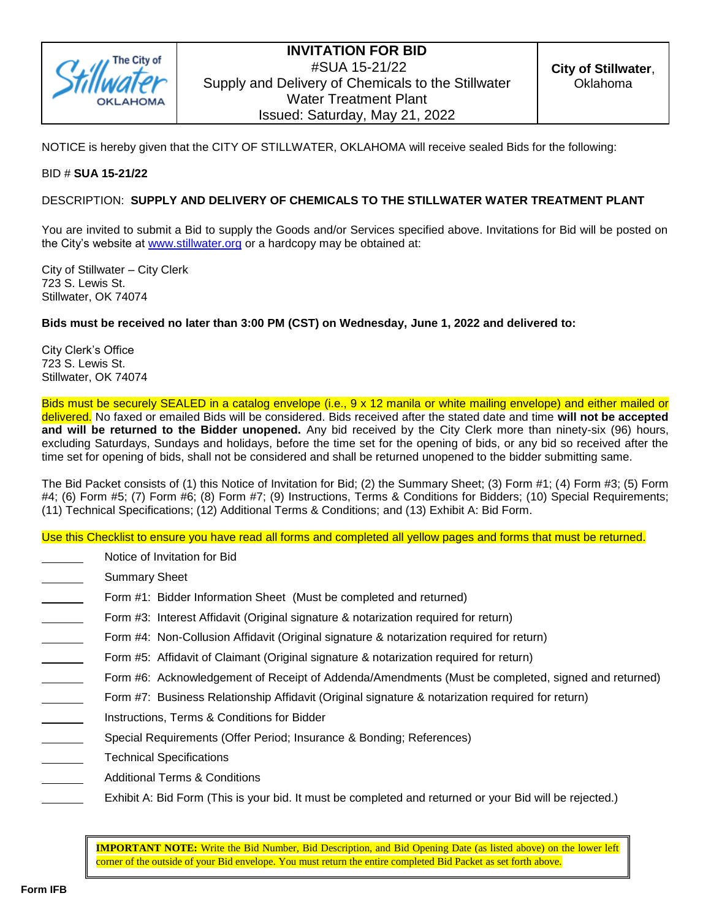| The City of Stillwater OKLAHOMA | **INVITATION FOR BID** #SUA 15-21/22 Supply and Delivery of Chemicals to the Stillwater Water Treatment Plant Issued: Saturday, May 21, 2022 | **City of Stillwater**, Oklahoma |
| --- | --- | --- |

NOTICE is hereby given that the CITY OF STILLWATER, OKLAHOMA will receive sealed Bids for the following:

BID # **SUA 15-21/22**

DESCRIPTION: **SUPPLY AND DELIVERY OF CHEMICALS TO THE STILLWATER WATER TREATMENT PLANT**

You are invited to submit a Bid to supply the Goods and/or Services specified above. Invitations for Bid will be posted on the City's website at www.stillwater.org or a hardcopy may be obtained at:

City of Stillwater – City Clerk
723 S. Lewis St.
Stillwater, OK 74074

**Bids must be received no later than 3:00 PM (CST) on Wednesday, June 1, 2022 and delivered to:**

City Clerk's Office
723 S. Lewis St.
Stillwater, OK 74074

Bids must be securely SEALED in a catalog envelope (i.e., 9 x 12 manila or white mailing envelope) and either mailed or delivered. No faxed or emailed Bids will be considered. Bids received after the stated date and time **will not be accepted and will be returned to the Bidder unopened.** Any bid received by the City Clerk more than ninety-six (96) hours, excluding Saturdays, Sundays and holidays, before the time set for the opening of bids, or any bid so received after the time set for opening of bids, shall not be considered and shall be returned unopened to the bidder submitting same.

The Bid Packet consists of (1) this Notice of Invitation for Bid; (2) the Summary Sheet; (3) Form #1; (4) Form #3; (5) Form #4; (6) Form #5; (7) Form #6; (8) Form #7; (9) Instructions, Terms & Conditions for Bidders; (10) Special Requirements; (11) Technical Specifications; (12) Additional Terms & Conditions; and (13) Exhibit A: Bid Form.

Use this Checklist to ensure you have read all forms and completed all yellow pages and forms that must be returned.

- ______ Notice of Invitation for Bid
- ______ Summary Sheet
- ______ Form #1: Bidder Information Sheet (Must be completed and returned)
- ______ Form #3: Interest Affidavit (Original signature & notarization required for return)
- ______ Form #4: Non-Collusion Affidavit (Original signature & notarization required for return)
- ______ Form #5: Affidavit of Claimant (Original signature & notarization required for return)
- ______ Form #6: Acknowledgement of Receipt of Addenda/Amendments (Must be completed, signed and returned)
- ______ Form #7: Business Relationship Affidavit (Original signature & notarization required for return)
- ______ Instructions, Terms & Conditions for Bidder
- ______ Special Requirements (Offer Period; Insurance & Bonding; References)
- ______ Technical Specifications
- ______ Additional Terms & Conditions
- ______ Exhibit A: Bid Form (This is your bid. It must be completed and returned or your Bid will be rejected.)

> **IMPORTANT NOTE:** Write the Bid Number, Bid Description, and Bid Opening Date (as listed above) on the lower left corner of the outside of your Bid envelope. You must return the entire completed Bid Packet as set forth above.

Form IFB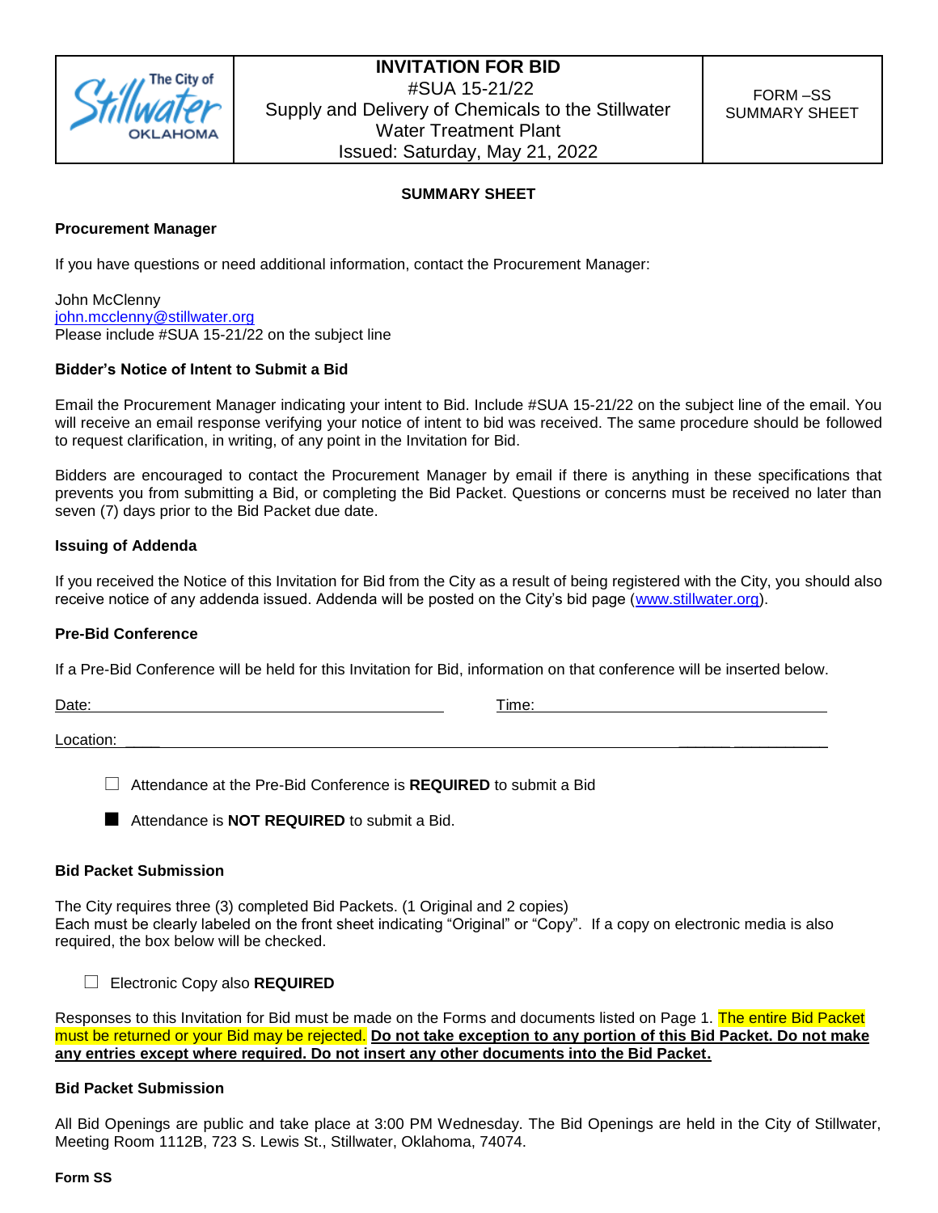| The City of Stillwater OKLAHOMA | **INVITATION FOR BID**<br>#SUA 15-21/22<br>Supply and Delivery of Chemicals to the Stillwater Water Treatment Plant<br>Issued: Saturday, May 21, 2022 | FORM –SS<br>SUMMARY SHEET |
|---|---|---|

## SUMMARY SHEET

### Procurement Manager

If you have questions or need additional information, contact the Procurement Manager:

John McClenny
john.mcclenny@stillwater.org
Please include #SUA 15-21/22 on the subject line

### Bidder's Notice of Intent to Submit a Bid

Email the Procurement Manager indicating your intent to Bid. Include #SUA 15-21/22 on the subject line of the email. You will receive an email response verifying your notice of intent to bid was received. The same procedure should be followed to request clarification, in writing, of any point in the Invitation for Bid.

Bidders are encouraged to contact the Procurement Manager by email if there is anything in these specifications that prevents you from submitting a Bid, or completing the Bid Packet. Questions or concerns must be received no later than seven (7) days prior to the Bid Packet due date.

### Issuing of Addenda

If you received the Notice of this Invitation for Bid from the City as a result of being registered with the City, you should also receive notice of any addenda issued. Addenda will be posted on the City's bid page (www.stillwater.org).

### Pre-Bid Conference

If a Pre-Bid Conference will be held for this Invitation for Bid, information on that conference will be inserted below.

Date: ______________________ Time: ______________________

Location: ______________________________________________

☐ Attendance at the Pre-Bid Conference is **REQUIRED** to submit a Bid

■ Attendance is **NOT REQUIRED** to submit a Bid.

### Bid Packet Submission

The City requires three (3) completed Bid Packets. (1 Original and 2 copies)
Each must be clearly labeled on the front sheet indicating "Original" or "Copy". If a copy on electronic media is also required, the box below will be checked.

☐ Electronic Copy also **REQUIRED**

Responses to this Invitation for Bid must be made on the Forms and documents listed on Page 1. The entire Bid Packet must be returned or your Bid may be rejected. **Do not take exception to any portion of this Bid Packet. Do not make any entries except where required. Do not insert any other documents into the Bid Packet.**

### Bid Packet Submission

All Bid Openings are public and take place at 3:00 PM Wednesday. The Bid Openings are held in the City of Stillwater, Meeting Room 1112B, 723 S. Lewis St., Stillwater, Oklahoma, 74074.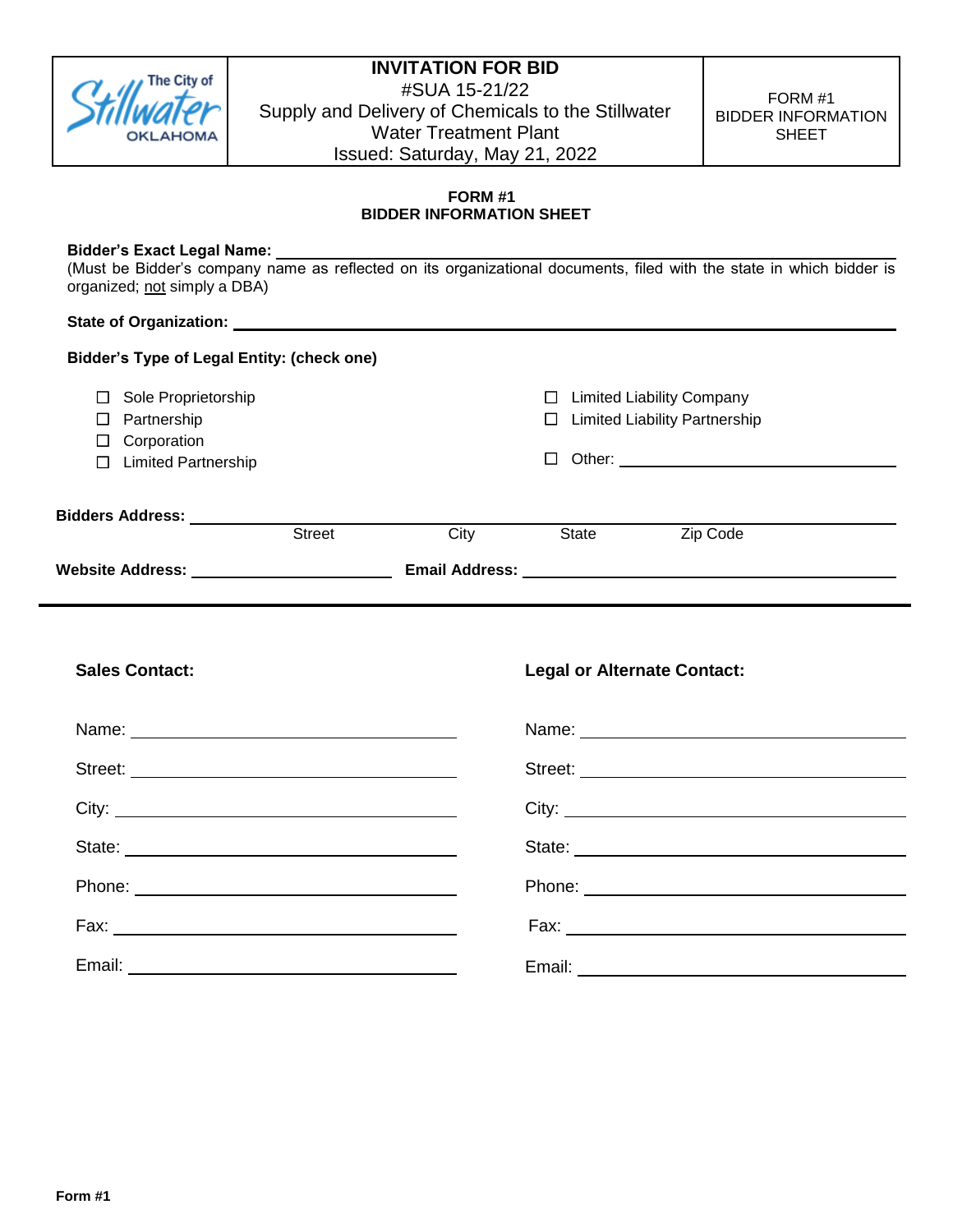| The City of Stillwater OKLAHOMA | **INVITATION FOR BID** #SUA 15-21/22 Supply and Delivery of Chemicals to the Stillwater Water Treatment Plant Issued: Saturday, May 21, 2022 | FORM #1 BIDDER INFORMATION SHEET |
|---|---|---|

**FORM #1**
**BIDDER INFORMATION SHEET**

**Bidder's Exact Legal Name:** ______________________________
(Must be Bidder's company name as reflected on its organizational documents, filed with the state in which bidder is organized; not simply a DBA)

**State of Organization:** ______________________________

**Bidder's Type of Legal Entity: (check one)**

- ☐ Sole Proprietorship
- ☐ Partnership
- ☐ Corporation
- ☐ Limited Partnership
- ☐ Limited Liability Company
- ☐ Limited Liability Partnership
- ☐ Other: ______________________________

**Bidders Address:** ______________________________
Street City State Zip Code

**Website Address:** ____________________ **Email Address:** ______________________________

---

**Sales Contact:**

Name: ______________________________

Street: ______________________________

City: ______________________________

State: ______________________________

Phone: ______________________________

Fax: ______________________________

Email: ______________________________

**Legal or Alternate Contact:**

Name: ______________________________

Street: ______________________________

City: ______________________________

State: ______________________________

Phone: ______________________________

Fax: ______________________________

Email: ______________________________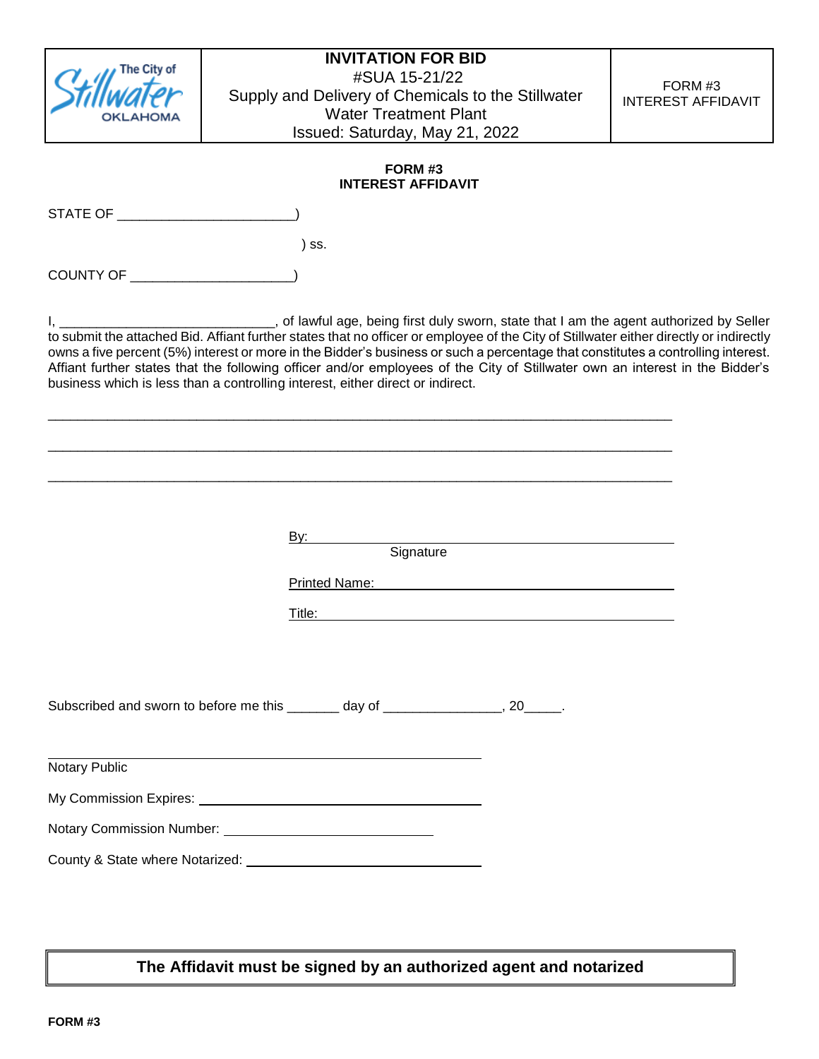| The City of Stillwater OKLAHOMA | **INVITATION FOR BID** #SUA 15-21/22 Supply and Delivery of Chemicals to the Stillwater Water Treatment Plant Issued: Saturday, May 21, 2022 | FORM #3 INTEREST AFFIDAVIT |
|---|---|---|

**FORM #3**
**INTEREST AFFIDAVIT**

STATE OF ______________________)

) ss.

COUNTY OF ____________________)

I, ____________________________, of lawful age, being first duly sworn, state that I am the agent authorized by Seller to submit the attached Bid. Affiant further states that no officer or employee of the City of Stillwater either directly or indirectly owns a five percent (5%) interest or more in the Bidder's business or such a percentage that constitutes a controlling interest. Affiant further states that the following officer and/or employees of the City of Stillwater own an interest in the Bidder's business which is less than a controlling interest, either direct or indirect.

_______________________________________________________________________________

_______________________________________________________________________________

_______________________________________________________________________________

By: ____________________________________________
Signature

Printed Name: ____________________________________

Title: ___________________________________________

Subscribed and sworn to before me this _______ day of _______________, 20_____.

____________________________________________
Notary Public

My Commission Expires: ____________________________

Notary Commission Number: _______________________

County & State where Notarized: ____________________

**The Affidavit must be signed by an authorized agent and notarized**

**FORM #3**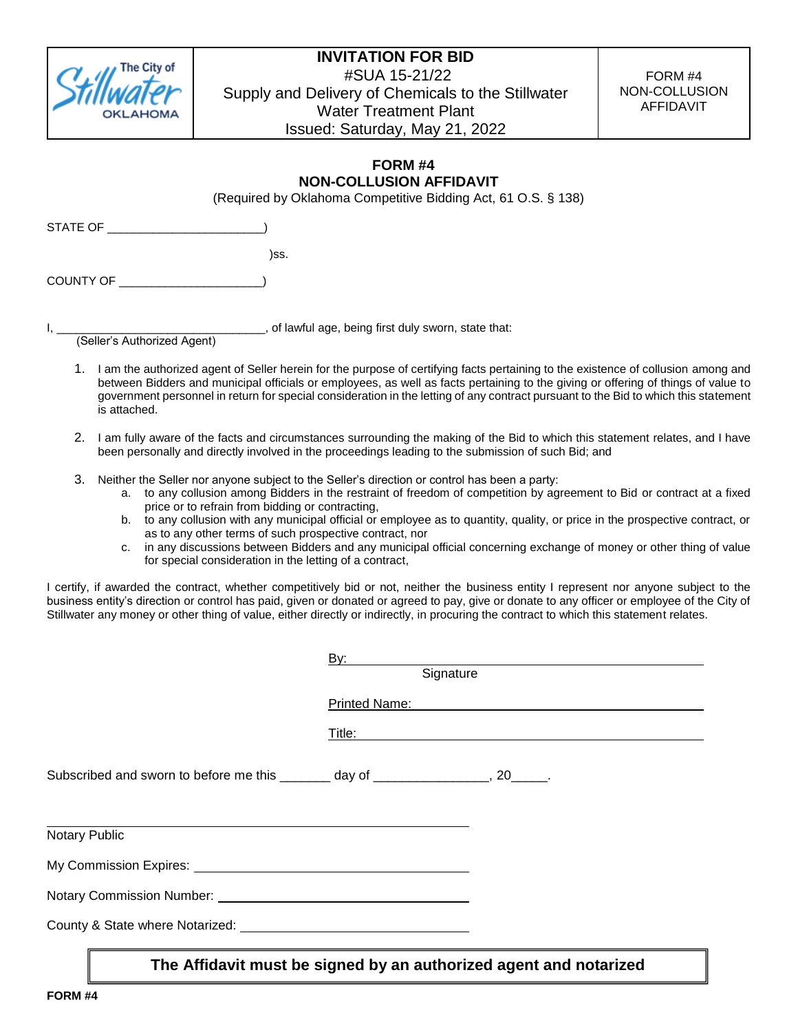| The City of Stillwater OKLAHOMA | **INVITATION FOR BID**<br>#SUA 15-21/22<br>Supply and Delivery of Chemicals to the Stillwater Water Treatment Plant<br>Issued: Saturday, May 21, 2022 | FORM #4<br>NON-COLLUSION AFFIDAVIT |
|---|---|---|

## FORM #4
## NON-COLLUSION AFFIDAVIT

(Required by Oklahoma Competitive Bidding Act, 61 O.S. § 138)

STATE OF ______________________)

)ss.

COUNTY OF _____________________)

I, _______________________________, of lawful age, being first duly sworn, state that:
(Seller's Authorized Agent)

1. I am the authorized agent of Seller herein for the purpose of certifying facts pertaining to the existence of collusion among and between Bidders and municipal officials or employees, as well as facts pertaining to the giving or offering of things of value to government personnel in return for special consideration in the letting of any contract pursuant to the Bid to which this statement is attached.

2. I am fully aware of the facts and circumstances surrounding the making of the Bid to which this statement relates, and I have been personally and directly involved in the proceedings leading to the submission of such Bid; and

3. Neither the Seller nor anyone subject to the Seller's direction or control has been a party:
   a. to any collusion among Bidders in the restraint of freedom of competition by agreement to Bid or contract at a fixed price or to refrain from bidding or contracting,
   b. to any collusion with any municipal official or employee as to quantity, quality, or price in the prospective contract, or as to any other terms of such prospective contract, nor
   c. in any discussions between Bidders and any municipal official concerning exchange of money or other thing of value for special consideration in the letting of a contract,

I certify, if awarded the contract, whether competitively bid or not, neither the business entity I represent nor anyone subject to the business entity's direction or control has paid, given or donated or agreed to pay, give or donate to any officer or employee of the City of Stillwater any money or other thing of value, either directly or indirectly, in procuring the contract to which this statement relates.

By: ______________________________________
Signature

Printed Name: ______________________________

Title: ______________________________________

Subscribed and sworn to before me this _______ day of _______________, 20_____.

______________________________________
Notary Public

My Commission Expires: ______________________________

Notary Commission Number: ______________________________

County & State where Notarized: ______________________________

**The Affidavit must be signed by an authorized agent and notarized**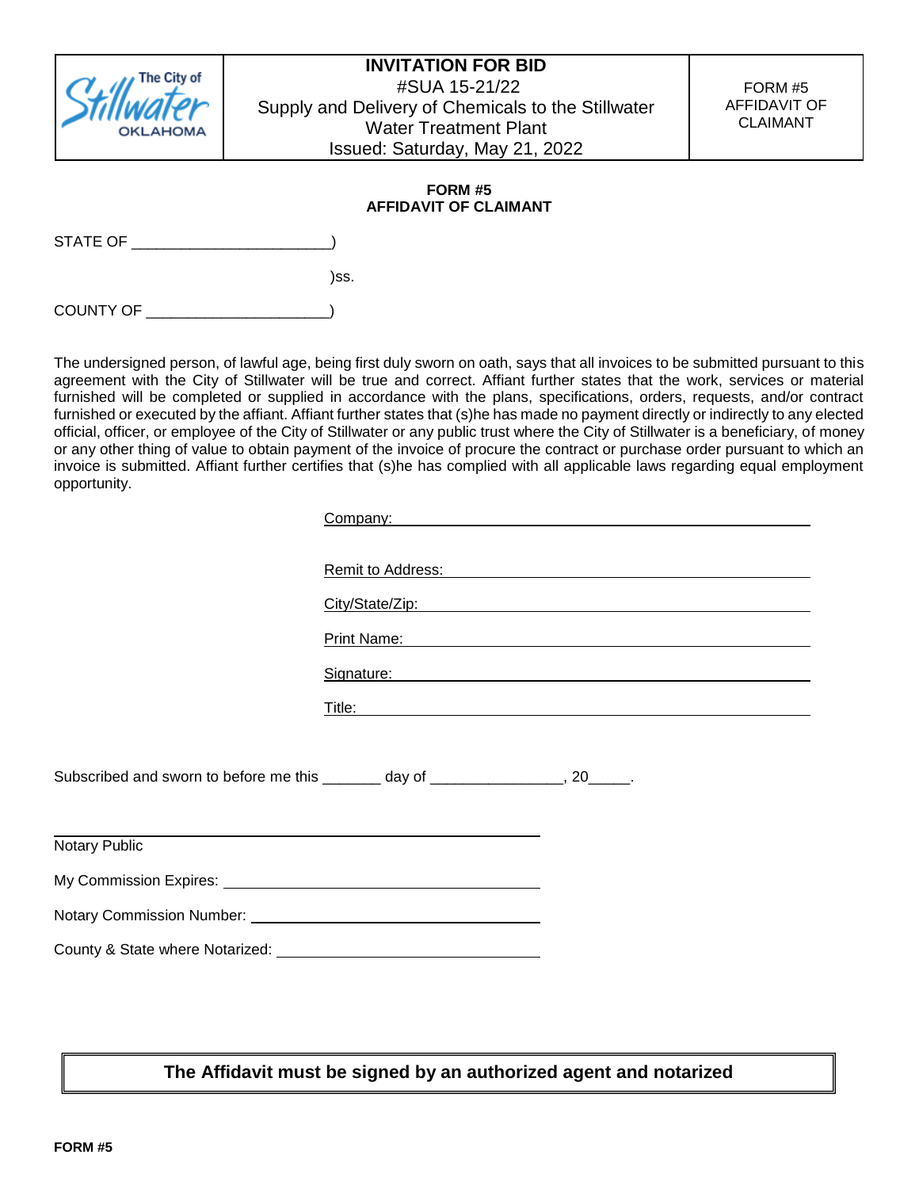| The City of Stillwater OKLAHOMA | **INVITATION FOR BID**<br>#SUA 15-21/22<br>Supply and Delivery of Chemicals to the Stillwater Water Treatment Plant<br>Issued: Saturday, May 21, 2022 | FORM #5<br>AFFIDAVIT OF CLAIMANT |
|---|---|---|

**FORM #5**
**AFFIDAVIT OF CLAIMANT**

STATE OF _______________________)

)ss.

COUNTY OF _____________________)

The undersigned person, of lawful age, being first duly sworn on oath, says that all invoices to be submitted pursuant to this agreement with the City of Stillwater will be true and correct. Affiant further states that the work, services or material furnished will be completed or supplied in accordance with the plans, specifications, orders, requests, and/or contract furnished or executed by the affiant. Affiant further states that (s)he has made no payment directly or indirectly to any elected official, officer, or employee of the City of Stillwater or any public trust where the City of Stillwater is a beneficiary, of money or any other thing of value to obtain payment of the invoice of procure the contract or purchase order pursuant to which an invoice is submitted. Affiant further certifies that (s)he has complied with all applicable laws regarding equal employment opportunity.

Company: ______________________________

Remit to Address: ______________________________

City/State/Zip: ______________________________

Print Name: ______________________________

Signature: ______________________________

Title: ______________________________

Subscribed and sworn to before me this _______ day of _______________, 20_____.

______________________________
Notary Public

My Commission Expires: ______________________________

Notary Commission Number: ______________________________

County & State where Notarized: ______________________________

**The Affidavit must be signed by an authorized agent and notarized**

**FORM #5**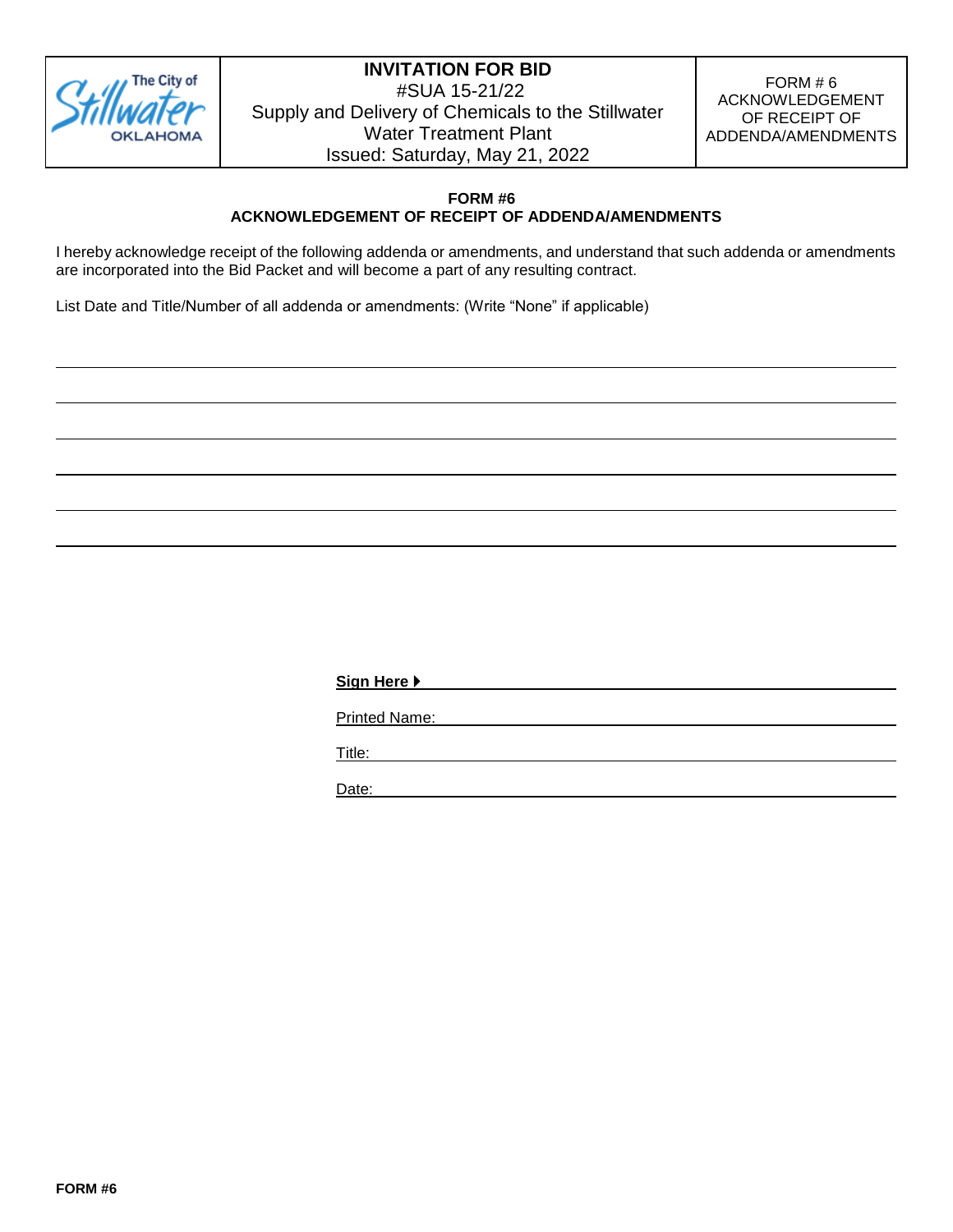| The City of Stillwater OKLAHOMA | **INVITATION FOR BID**<br>#SUA 15-21/22<br>Supply and Delivery of Chemicals to the Stillwater Water Treatment Plant<br>Issued: Saturday, May 21, 2022 | FORM # 6 ACKNOWLEDGEMENT OF RECEIPT OF ADDENDA/AMENDMENTS |
|---|---|---|

**FORM #6**
**ACKNOWLEDGEMENT OF RECEIPT OF ADDENDA/AMENDMENTS**

I hereby acknowledge receipt of the following addenda or amendments, and understand that such addenda or amendments are incorporated into the Bid Packet and will become a part of any resulting contract.

List Date and Title/Number of all addenda or amendments: (Write "None" if applicable)

\_\_\_\_\_\_\_\_\_\_\_\_\_\_\_\_\_\_\_\_\_\_\_\_\_\_\_\_\_\_\_\_\_\_\_\_\_\_\_\_\_\_\_\_\_\_\_\_\_\_\_\_\_\_\_\_\_\_\_\_\_\_\_\_\_\_\_\_\_\_\_\_

\_\_\_\_\_\_\_\_\_\_\_\_\_\_\_\_\_\_\_\_\_\_\_\_\_\_\_\_\_\_\_\_\_\_\_\_\_\_\_\_\_\_\_\_\_\_\_\_\_\_\_\_\_\_\_\_\_\_\_\_\_\_\_\_\_\_\_\_\_\_\_\_

\_\_\_\_\_\_\_\_\_\_\_\_\_\_\_\_\_\_\_\_\_\_\_\_\_\_\_\_\_\_\_\_\_\_\_\_\_\_\_\_\_\_\_\_\_\_\_\_\_\_\_\_\_\_\_\_\_\_\_\_\_\_\_\_\_\_\_\_\_\_\_\_

\_\_\_\_\_\_\_\_\_\_\_\_\_\_\_\_\_\_\_\_\_\_\_\_\_\_\_\_\_\_\_\_\_\_\_\_\_\_\_\_\_\_\_\_\_\_\_\_\_\_\_\_\_\_\_\_\_\_\_\_\_\_\_\_\_\_\_\_\_\_\_\_

\_\_\_\_\_\_\_\_\_\_\_\_\_\_\_\_\_\_\_\_\_\_\_\_\_\_\_\_\_\_\_\_\_\_\_\_\_\_\_\_\_\_\_\_\_\_\_\_\_\_\_\_\_\_\_\_\_\_\_\_\_\_\_\_\_\_\_\_\_\_\_\_

\_\_\_\_\_\_\_\_\_\_\_\_\_\_\_\_\_\_\_\_\_\_\_\_\_\_\_\_\_\_\_\_\_\_\_\_\_\_\_\_\_\_\_\_\_\_\_\_\_\_\_\_\_\_\_\_\_\_\_\_\_\_\_\_\_\_\_\_\_\_\_\_

**Sign Here ▶** \_\_\_\_\_\_\_\_\_\_\_\_\_\_\_\_\_\_\_\_\_\_\_\_\_\_\_\_\_\_\_\_\_\_\_\_\_\_\_\_

Printed Name: \_\_\_\_\_\_\_\_\_\_\_\_\_\_\_\_\_\_\_\_\_\_\_\_\_\_\_\_\_\_\_\_\_\_\_\_\_\_\_\_

Title: \_\_\_\_\_\_\_\_\_\_\_\_\_\_\_\_\_\_\_\_\_\_\_\_\_\_\_\_\_\_\_\_\_\_\_\_\_\_\_\_

Date: \_\_\_\_\_\_\_\_\_\_\_\_\_\_\_\_\_\_\_\_\_\_\_\_\_\_\_\_\_\_\_\_\_\_\_\_\_\_\_\_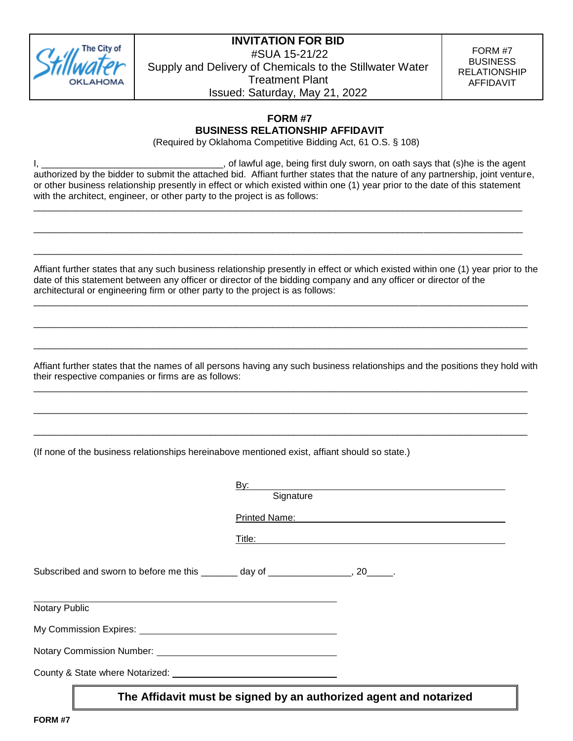| The City of Stillwater OKLAHOMA | **INVITATION FOR BID**<br>#SUA 15-21/22<br>Supply and Delivery of Chemicals to the Stillwater Water Treatment Plant<br>Issued: Saturday, May 21, 2022 | FORM #7<br>BUSINESS RELATIONSHIP AFFIDAVIT |
|---|---|---|

## FORM #7
## BUSINESS RELATIONSHIP AFFIDAVIT

(Required by Oklahoma Competitive Bidding Act, 61 O.S. § 108)

I, ___________________________________, of lawful age, being first duly sworn, on oath says that (s)he is the agent authorized by the bidder to submit the attached bid. Affiant further states that the nature of any partnership, joint venture, or other business relationship presently in effect or which existed within one (1) year prior to the date of this statement with the architect, engineer, or other party to the project is as follows:

___________________________________________________________________________________________

___________________________________________________________________________________________

___________________________________________________________________________________________

Affiant further states that any such business relationship presently in effect or which existed within one (1) year prior to the date of this statement between any officer or director of the bidding company and any officer or director of the architectural or engineering firm or other party to the project is as follows:

___________________________________________________________________________________________

___________________________________________________________________________________________

___________________________________________________________________________________________

Affiant further states that the names of all persons having any such business relationships and the positions they hold with their respective companies or firms are as follows:

___________________________________________________________________________________________

___________________________________________________________________________________________

___________________________________________________________________________________________

(If none of the business relationships hereinabove mentioned exist, affiant should so state.)

By: ___________________________________________
Signature

Printed Name: ___________________________________

Title: __________________________________________

Subscribed and sworn to before me this _______ day of _______________, 20_____.

___________________________________________
Notary Public

My Commission Expires: ___________________________

Notary Commission Number: ________________________

County & State where Notarized: ____________________

**The Affidavit must be signed by an authorized agent and notarized**

**FORM #7**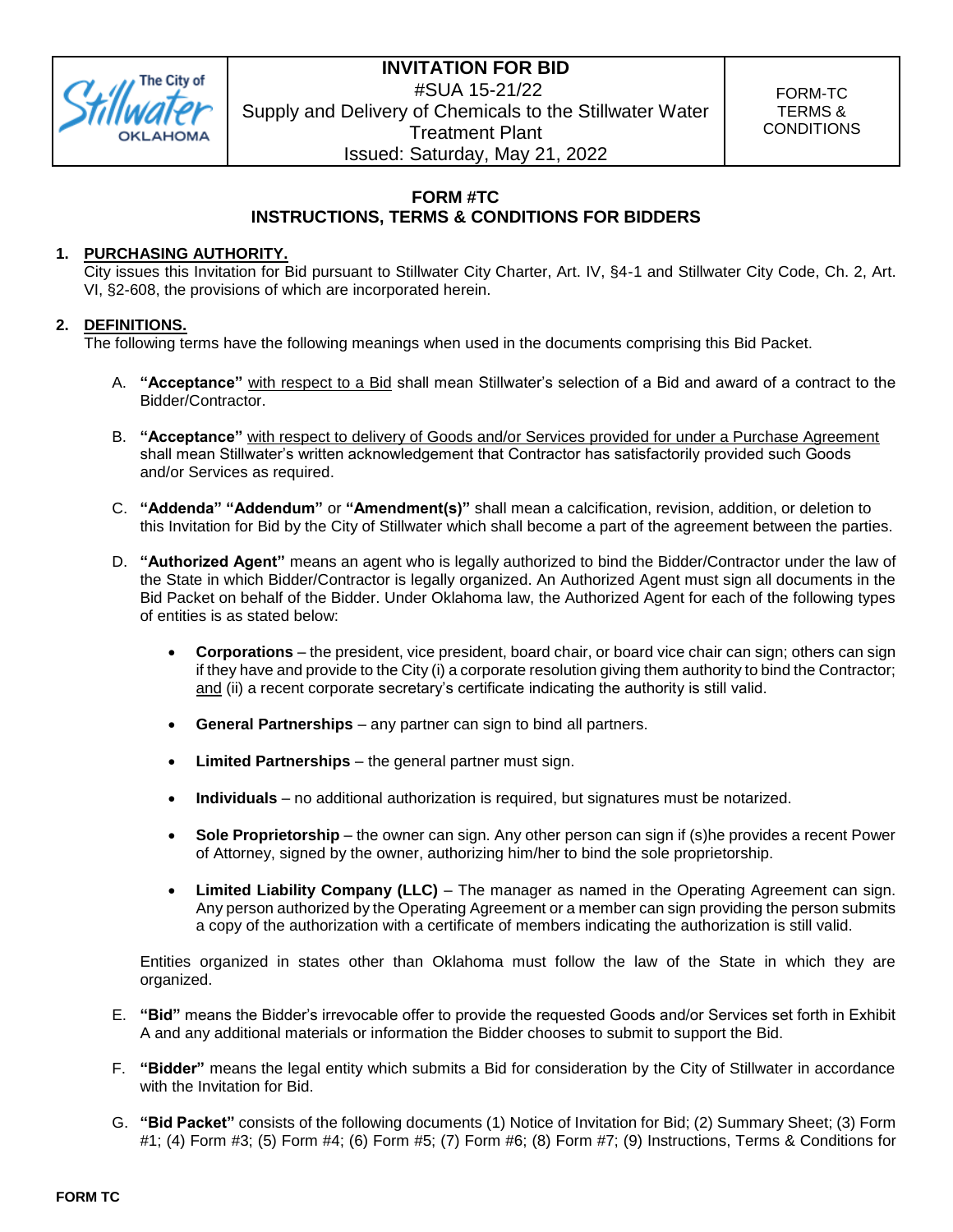| The City of Stillwater OKLAHOMA | **INVITATION FOR BID** #SUA 15-21/22 Supply and Delivery of Chemicals to the Stillwater Water Treatment Plant Issued: Saturday, May 21, 2022 | FORM-TC TERMS & CONDITIONS |
|---|---|---|

## FORM #TC
## INSTRUCTIONS, TERMS & CONDITIONS FOR BIDDERS

**1. PURCHASING AUTHORITY.**
City issues this Invitation for Bid pursuant to Stillwater City Charter, Art. IV, §4-1 and Stillwater City Code, Ch. 2, Art. VI, §2-608, the provisions of which are incorporated herein.

**2. DEFINITIONS.**
The following terms have the following meanings when used in the documents comprising this Bid Packet.

A. **"Acceptance"** with respect to a Bid shall mean Stillwater's selection of a Bid and award of a contract to the Bidder/Contractor.

B. **"Acceptance"** with respect to delivery of Goods and/or Services provided for under a Purchase Agreement shall mean Stillwater's written acknowledgement that Contractor has satisfactorily provided such Goods and/or Services as required.

C. **"Addenda" "Addendum"** or **"Amendment(s)"** shall mean a calcification, revision, addition, or deletion to this Invitation for Bid by the City of Stillwater which shall become a part of the agreement between the parties.

D. **"Authorized Agent"** means an agent who is legally authorized to bind the Bidder/Contractor under the law of the State in which Bidder/Contractor is legally organized. An Authorized Agent must sign all documents in the Bid Packet on behalf of the Bidder. Under Oklahoma law, the Authorized Agent for each of the following types of entities is as stated below:

- **Corporations** – the president, vice president, board chair, or board vice chair can sign; others can sign if they have and provide to the City (i) a corporate resolution giving them authority to bind the Contractor; and (ii) a recent corporate secretary's certificate indicating the authority is still valid.
- **General Partnerships** – any partner can sign to bind all partners.
- **Limited Partnerships** – the general partner must sign.
- **Individuals** – no additional authorization is required, but signatures must be notarized.
- **Sole Proprietorship** – the owner can sign. Any other person can sign if (s)he provides a recent Power of Attorney, signed by the owner, authorizing him/her to bind the sole proprietorship.
- **Limited Liability Company (LLC)** – The manager as named in the Operating Agreement can sign. Any person authorized by the Operating Agreement or a member can sign providing the person submits a copy of the authorization with a certificate of members indicating the authorization is still valid.

Entities organized in states other than Oklahoma must follow the law of the State in which they are organized.

E. **"Bid"** means the Bidder's irrevocable offer to provide the requested Goods and/or Services set forth in Exhibit A and any additional materials or information the Bidder chooses to submit to support the Bid.

F. **"Bidder"** means the legal entity which submits a Bid for consideration by the City of Stillwater in accordance with the Invitation for Bid.

G. **"Bid Packet"** consists of the following documents (1) Notice of Invitation for Bid; (2) Summary Sheet; (3) Form #1; (4) Form #3; (5) Form #4; (6) Form #5; (7) Form #6; (8) Form #7; (9) Instructions, Terms & Conditions for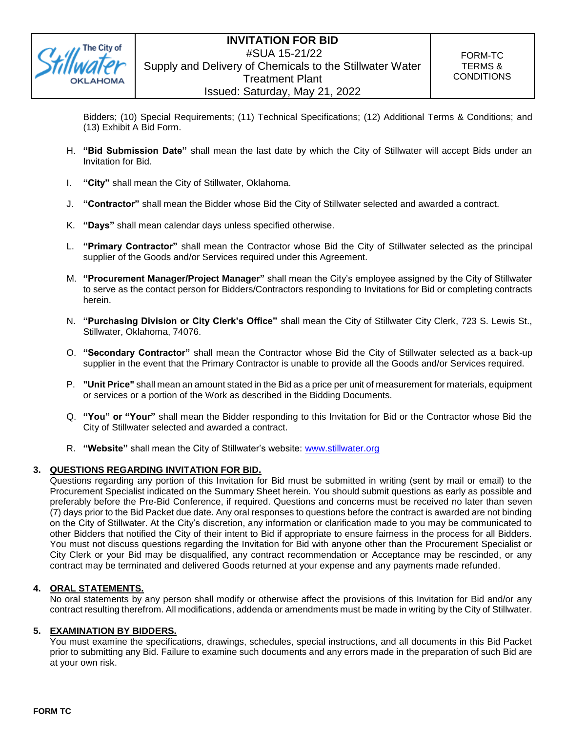Bidders; (10) Special Requirements; (11) Technical Specifications; (12) Additional Terms & Conditions; and (13) Exhibit A Bid Form.

H. **"Bid Submission Date"** shall mean the last date by which the City of Stillwater will accept Bids under an Invitation for Bid.

I. **"City"** shall mean the City of Stillwater, Oklahoma.

J. **"Contractor"** shall mean the Bidder whose Bid the City of Stillwater selected and awarded a contract.

K. **"Days"** shall mean calendar days unless specified otherwise.

L. **"Primary Contractor"** shall mean the Contractor whose Bid the City of Stillwater selected as the principal supplier of the Goods and/or Services required under this Agreement.

M. **"Procurement Manager/Project Manager"** shall mean the City's employee assigned by the City of Stillwater to serve as the contact person for Bidders/Contractors responding to Invitations for Bid or completing contracts herein.

N. **"Purchasing Division or City Clerk's Office"** shall mean the City of Stillwater City Clerk, 723 S. Lewis St., Stillwater, Oklahoma, 74076.

O. **"Secondary Contractor"** shall mean the Contractor whose Bid the City of Stillwater selected as a back-up supplier in the event that the Primary Contractor is unable to provide all the Goods and/or Services required.

P. **"Unit Price"** shall mean an amount stated in the Bid as a price per unit of measurement for materials, equipment or services or a portion of the Work as described in the Bidding Documents.

Q. **"You" or "Your"** shall mean the Bidder responding to this Invitation for Bid or the Contractor whose Bid the City of Stillwater selected and awarded a contract.

R. **"Website"** shall mean the City of Stillwater's website: www.stillwater.org

## 3. QUESTIONS REGARDING INVITATION FOR BID.

Questions regarding any portion of this Invitation for Bid must be submitted in writing (sent by mail or email) to the Procurement Specialist indicated on the Summary Sheet herein. You should submit questions as early as possible and preferably before the Pre-Bid Conference, if required. Questions and concerns must be received no later than seven (7) days prior to the Bid Packet due date. Any oral responses to questions before the contract is awarded are not binding on the City of Stillwater. At the City's discretion, any information or clarification made to you may be communicated to other Bidders that notified the City of their intent to Bid if appropriate to ensure fairness in the process for all Bidders. You must not discuss questions regarding the Invitation for Bid with anyone other than the Procurement Specialist or City Clerk or your Bid may be disqualified, any contract recommendation or Acceptance may be rescinded, or any contract may be terminated and delivered Goods returned at your expense and any payments made refunded.

## 4. ORAL STATEMENTS.

No oral statements by any person shall modify or otherwise affect the provisions of this Invitation for Bid and/or any contract resulting therefrom. All modifications, addenda or amendments must be made in writing by the City of Stillwater.

## 5. EXAMINATION BY BIDDERS.

You must examine the specifications, drawings, schedules, special instructions, and all documents in this Bid Packet prior to submitting any Bid. Failure to examine such documents and any errors made in the preparation of such Bid are at your own risk.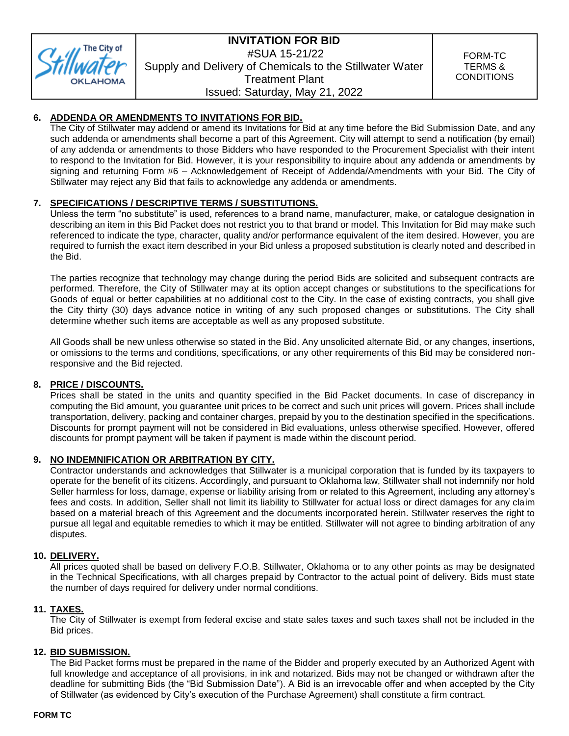## 6. ADDENDA OR AMENDMENTS TO INVITATIONS FOR BID.

The City of Stillwater may addend or amend its Invitations for Bid at any time before the Bid Submission Date, and any such addenda or amendments shall become a part of this Agreement. City will attempt to send a notification (by email) of any addenda or amendments to those Bidders who have responded to the Procurement Specialist with their intent to respond to the Invitation for Bid. However, it is your responsibility to inquire about any addenda or amendments by signing and returning Form #6 – Acknowledgement of Receipt of Addenda/Amendments with your Bid. The City of Stillwater may reject any Bid that fails to acknowledge any addenda or amendments.

## 7. SPECIFICATIONS / DESCRIPTIVE TERMS / SUBSTITUTIONS.

Unless the term "no substitute" is used, references to a brand name, manufacturer, make, or catalogue designation in describing an item in this Bid Packet does not restrict you to that brand or model. This Invitation for Bid may make such referenced to indicate the type, character, quality and/or performance equivalent of the item desired. However, you are required to furnish the exact item described in your Bid unless a proposed substitution is clearly noted and described in the Bid.

The parties recognize that technology may change during the period Bids are solicited and subsequent contracts are performed. Therefore, the City of Stillwater may at its option accept changes or substitutions to the specifications for Goods of equal or better capabilities at no additional cost to the City. In the case of existing contracts, you shall give the City thirty (30) days advance notice in writing of any such proposed changes or substitutions. The City shall determine whether such items are acceptable as well as any proposed substitute.

All Goods shall be new unless otherwise so stated in the Bid. Any unsolicited alternate Bid, or any changes, insertions, or omissions to the terms and conditions, specifications, or any other requirements of this Bid may be considered non-responsive and the Bid rejected.

## 8. PRICE / DISCOUNTS.

Prices shall be stated in the units and quantity specified in the Bid Packet documents. In case of discrepancy in computing the Bid amount, you guarantee unit prices to be correct and such unit prices will govern. Prices shall include transportation, delivery, packing and container charges, prepaid by you to the destination specified in the specifications. Discounts for prompt payment will not be considered in Bid evaluations, unless otherwise specified. However, offered discounts for prompt payment will be taken if payment is made within the discount period.

## 9. NO INDEMNIFICATION OR ARBITRATION BY CITY.

Contractor understands and acknowledges that Stillwater is a municipal corporation that is funded by its taxpayers to operate for the benefit of its citizens. Accordingly, and pursuant to Oklahoma law, Stillwater shall not indemnify nor hold Seller harmless for loss, damage, expense or liability arising from or related to this Agreement, including any attorney's fees and costs. In addition, Seller shall not limit its liability to Stillwater for actual loss or direct damages for any claim based on a material breach of this Agreement and the documents incorporated herein. Stillwater reserves the right to pursue all legal and equitable remedies to which it may be entitled. Stillwater will not agree to binding arbitration of any disputes.

## 10. DELIVERY.

All prices quoted shall be based on delivery F.O.B. Stillwater, Oklahoma or to any other points as may be designated in the Technical Specifications, with all charges prepaid by Contractor to the actual point of delivery. Bids must state the number of days required for delivery under normal conditions.

## 11. TAXES.

The City of Stillwater is exempt from federal excise and state sales taxes and such taxes shall not be included in the Bid prices.

## 12. BID SUBMISSION.

The Bid Packet forms must be prepared in the name of the Bidder and properly executed by an Authorized Agent with full knowledge and acceptance of all provisions, in ink and notarized. Bids may not be changed or withdrawn after the deadline for submitting Bids (the "Bid Submission Date"). A Bid is an irrevocable offer and when accepted by the City of Stillwater (as evidenced by City's execution of the Purchase Agreement) shall constitute a firm contract.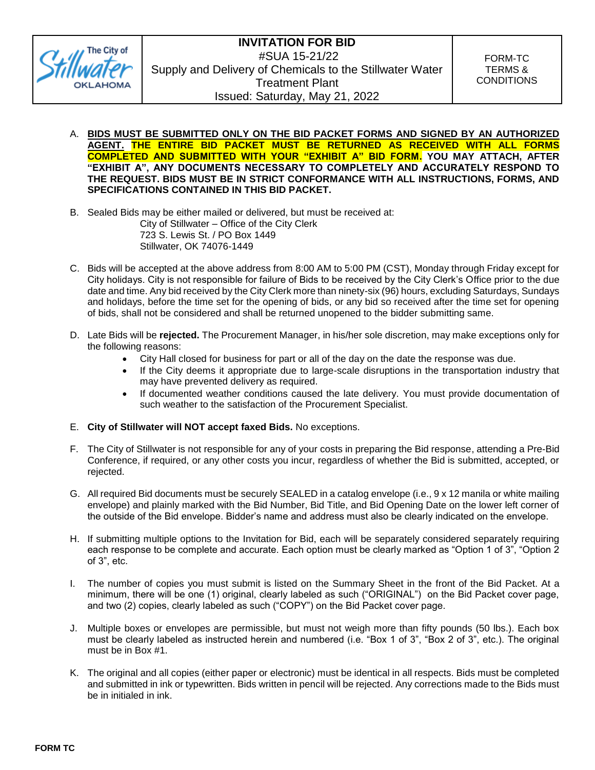| The City of Stillwater OKLAHOMA | **INVITATION FOR BID**<br>#SUA 15-21/22<br>Supply and Delivery of Chemicals to the Stillwater Water Treatment Plant<br>Issued: Saturday, May 21, 2022 | FORM-TC<br>TERMS & CONDITIONS |
|---|---|---|

A. **BIDS MUST BE SUBMITTED ONLY ON THE BID PACKET FORMS AND SIGNED BY AN AUTHORIZED AGENT. THE ENTIRE BID PACKET MUST BE RETURNED AS RECEIVED WITH ALL FORMS COMPLETED AND SUBMITTED WITH YOUR "EXHIBIT A" BID FORM. YOU MAY ATTACH, AFTER "EXHIBIT A", ANY DOCUMENTS NECESSARY TO COMPLETELY AND ACCURATELY RESPOND TO THE REQUEST. BIDS MUST BE IN STRICT CONFORMANCE WITH ALL INSTRUCTIONS, FORMS, AND SPECIFICATIONS CONTAINED IN THIS BID PACKET.**

B. Sealed Bids may be either mailed or delivered, but must be received at:
City of Stillwater – Office of the City Clerk
723 S. Lewis St. / PO Box 1449
Stillwater, OK 74076-1449

C. Bids will be accepted at the above address from 8:00 AM to 5:00 PM (CST), Monday through Friday except for City holidays. City is not responsible for failure of Bids to be received by the City Clerk's Office prior to the due date and time. Any bid received by the City Clerk more than ninety-six (96) hours, excluding Saturdays, Sundays and holidays, before the time set for the opening of bids, or any bid so received after the time set for opening of bids, shall not be considered and shall be returned unopened to the bidder submitting same.

D. Late Bids will be **rejected.** The Procurement Manager, in his/her sole discretion, may make exceptions only for the following reasons:
   - City Hall closed for business for part or all of the day on the date the response was due.
   - If the City deems it appropriate due to large-scale disruptions in the transportation industry that may have prevented delivery as required.
   - If documented weather conditions caused the late delivery. You must provide documentation of such weather to the satisfaction of the Procurement Specialist.

E. **City of Stillwater will NOT accept faxed Bids.** No exceptions.

F. The City of Stillwater is not responsible for any of your costs in preparing the Bid response, attending a Pre-Bid Conference, if required, or any other costs you incur, regardless of whether the Bid is submitted, accepted, or rejected.

G. All required Bid documents must be securely SEALED in a catalog envelope (i.e., 9 x 12 manila or white mailing envelope) and plainly marked with the Bid Number, Bid Title, and Bid Opening Date on the lower left corner of the outside of the Bid envelope. Bidder's name and address must also be clearly indicated on the envelope.

H. If submitting multiple options to the Invitation for Bid, each will be separately considered separately requiring each response to be complete and accurate. Each option must be clearly marked as "Option 1 of 3", "Option 2 of 3", etc.

I. The number of copies you must submit is listed on the Summary Sheet in the front of the Bid Packet. At a minimum, there will be one (1) original, clearly labeled as such ("ORIGINAL") on the Bid Packet cover page, and two (2) copies, clearly labeled as such ("COPY") on the Bid Packet cover page.

J. Multiple boxes or envelopes are permissible, but must not weigh more than fifty pounds (50 lbs.). Each box must be clearly labeled as instructed herein and numbered (i.e. "Box 1 of 3", "Box 2 of 3", etc.). The original must be in Box #1.

K. The original and all copies (either paper or electronic) must be identical in all respects. Bids must be completed and submitted in ink or typewritten. Bids written in pencil will be rejected. Any corrections made to the Bids must be in initialed in ink.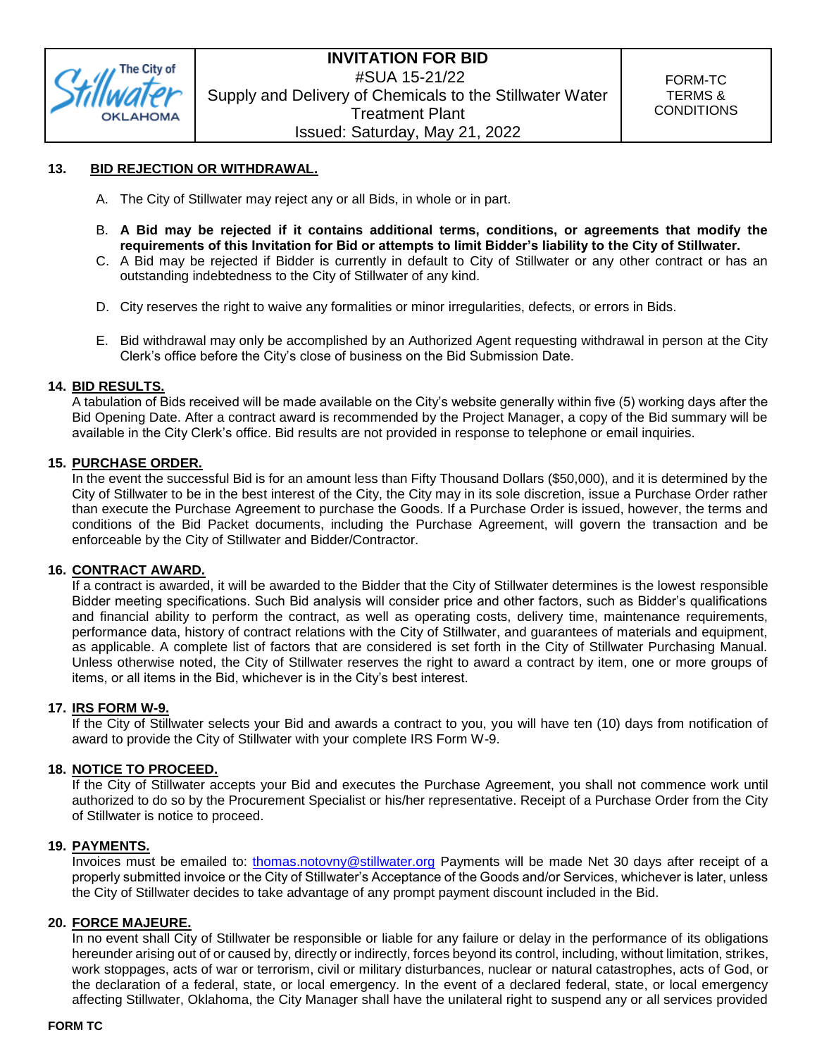### 13. BID REJECTION OR WITHDRAWAL.

A. The City of Stillwater may reject any or all Bids, in whole or in part.

B. **A Bid may be rejected if it contains additional terms, conditions, or agreements that modify the requirements of this Invitation for Bid or attempts to limit Bidder's liability to the City of Stillwater.**

C. A Bid may be rejected if Bidder is currently in default to City of Stillwater or any other contract or has an outstanding indebtedness to the City of Stillwater of any kind.

D. City reserves the right to waive any formalities or minor irregularities, defects, or errors in Bids.

E. Bid withdrawal may only be accomplished by an Authorized Agent requesting withdrawal in person at the City Clerk's office before the City's close of business on the Bid Submission Date.

### 14. BID RESULTS.

A tabulation of Bids received will be made available on the City's website generally within five (5) working days after the Bid Opening Date. After a contract award is recommended by the Project Manager, a copy of the Bid summary will be available in the City Clerk's office. Bid results are not provided in response to telephone or email inquiries.

### 15. PURCHASE ORDER.

In the event the successful Bid is for an amount less than Fifty Thousand Dollars ($50,000), and it is determined by the City of Stillwater to be in the best interest of the City, the City may in its sole discretion, issue a Purchase Order rather than execute the Purchase Agreement to purchase the Goods. If a Purchase Order is issued, however, the terms and conditions of the Bid Packet documents, including the Purchase Agreement, will govern the transaction and be enforceable by the City of Stillwater and Bidder/Contractor.

### 16. CONTRACT AWARD.

If a contract is awarded, it will be awarded to the Bidder that the City of Stillwater determines is the lowest responsible Bidder meeting specifications. Such Bid analysis will consider price and other factors, such as Bidder's qualifications and financial ability to perform the contract, as well as operating costs, delivery time, maintenance requirements, performance data, history of contract relations with the City of Stillwater, and guarantees of materials and equipment, as applicable. A complete list of factors that are considered is set forth in the City of Stillwater Purchasing Manual. Unless otherwise noted, the City of Stillwater reserves the right to award a contract by item, one or more groups of items, or all items in the Bid, whichever is in the City's best interest.

### 17. IRS FORM W-9.

If the City of Stillwater selects your Bid and awards a contract to you, you will have ten (10) days from notification of award to provide the City of Stillwater with your complete IRS Form W-9.

### 18. NOTICE TO PROCEED.

If the City of Stillwater accepts your Bid and executes the Purchase Agreement, you shall not commence work until authorized to do so by the Procurement Specialist or his/her representative. Receipt of a Purchase Order from the City of Stillwater is notice to proceed.

### 19. PAYMENTS.

Invoices must be emailed to: thomas.notovny@stillwater.org Payments will be made Net 30 days after receipt of a properly submitted invoice or the City of Stillwater's Acceptance of the Goods and/or Services, whichever is later, unless the City of Stillwater decides to take advantage of any prompt payment discount included in the Bid.

### 20. FORCE MAJEURE.

In no event shall City of Stillwater be responsible or liable for any failure or delay in the performance of its obligations hereunder arising out of or caused by, directly or indirectly, forces beyond its control, including, without limitation, strikes, work stoppages, acts of war or terrorism, civil or military disturbances, nuclear or natural catastrophes, acts of God, or the declaration of a federal, state, or local emergency. In the event of a declared federal, state, or local emergency affecting Stillwater, Oklahoma, the City Manager shall have the unilateral right to suspend any or all services provided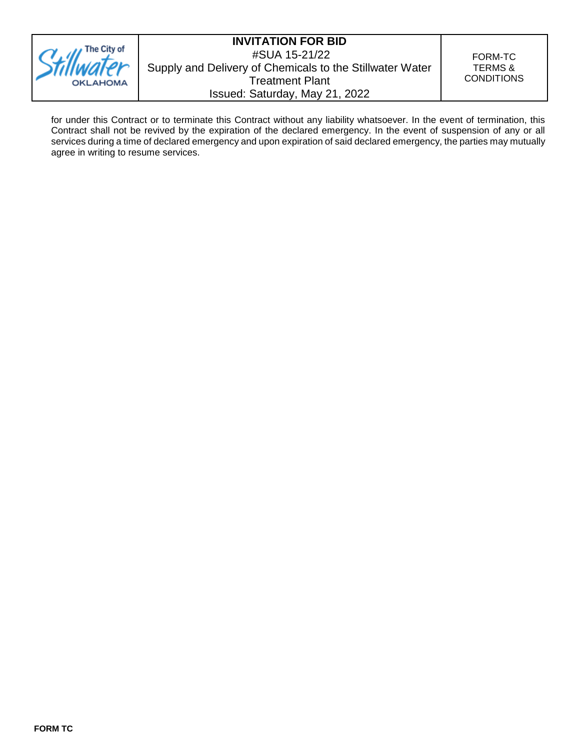for under this Contract or to terminate this Contract without any liability whatsoever. In the event of termination, this Contract shall not be revived by the expiration of the declared emergency. In the event of suspension of any or all services during a time of declared emergency and upon expiration of said declared emergency, the parties may mutually agree in writing to resume services.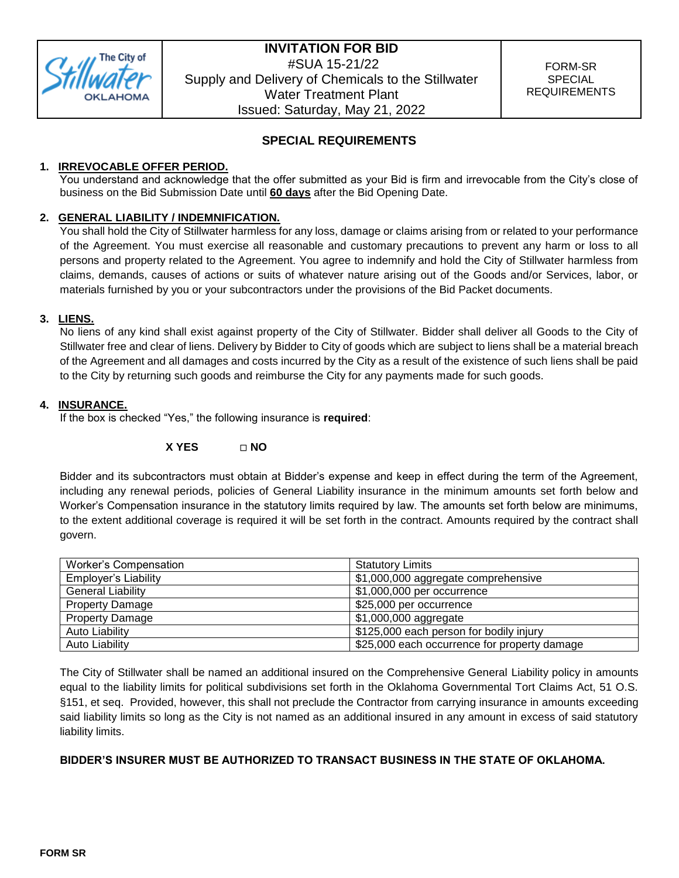| The City of Stillwater OKLAHOMA | INVITATION FOR BID<br>#SUA 15-21/22<br>Supply and Delivery of Chemicals to the Stillwater Water Treatment Plant<br>Issued: Saturday, May 21, 2022 | FORM-SR SPECIAL REQUIREMENTS |
|---|---|---|

## SPECIAL REQUIREMENTS

**1. IRREVOCABLE OFFER PERIOD.**

You understand and acknowledge that the offer submitted as your Bid is firm and irrevocable from the City's close of business on the Bid Submission Date until **60 days** after the Bid Opening Date.

**2. GENERAL LIABILITY / INDEMNIFICATION.**

You shall hold the City of Stillwater harmless for any loss, damage or claims arising from or related to your performance of the Agreement. You must exercise all reasonable and customary precautions to prevent any harm or loss to all persons and property related to the Agreement. You agree to indemnify and hold the City of Stillwater harmless from claims, demands, causes of actions or suits of whatever nature arising out of the Goods and/or Services, labor, or materials furnished by you or your subcontractors under the provisions of the Bid Packet documents.

**3. LIENS.**

No liens of any kind shall exist against property of the City of Stillwater. Bidder shall deliver all Goods to the City of Stillwater free and clear of liens. Delivery by Bidder to City of goods which are subject to liens shall be a material breach of the Agreement and all damages and costs incurred by the City as a result of the existence of such liens shall be paid to the City by returning such goods and reimburse the City for any payments made for such goods.

**4. INSURANCE.**

If the box is checked "Yes," the following insurance is **required**:

**X YES** &nbsp;&nbsp;&nbsp;&nbsp; **□ NO**

Bidder and its subcontractors must obtain at Bidder's expense and keep in effect during the term of the Agreement, including any renewal periods, policies of General Liability insurance in the minimum amounts set forth below and Worker's Compensation insurance in the statutory limits required by law. The amounts set forth below are minimums, to the extent additional coverage is required it will be set forth in the contract. Amounts required by the contract shall govern.

| Worker's Compensation | Statutory Limits |
|---|---|
| Employer's Liability | $1,000,000 aggregate comprehensive |
| General Liability | $1,000,000 per occurrence |
| Property Damage | $25,000 per occurrence |
| Property Damage | $1,000,000 aggregate |
| Auto Liability | $125,000 each person for bodily injury |
| Auto Liability | $25,000 each occurrence for property damage |

The City of Stillwater shall be named an additional insured on the Comprehensive General Liability policy in amounts equal to the liability limits for political subdivisions set forth in the Oklahoma Governmental Tort Claims Act, 51 O.S. §151, et seq. Provided, however, this shall not preclude the Contractor from carrying insurance in amounts exceeding said liability limits so long as the City is not named as an additional insured in any amount in excess of said statutory liability limits.

**BIDDER'S INSURER MUST BE AUTHORIZED TO TRANSACT BUSINESS IN THE STATE OF OKLAHOMA.**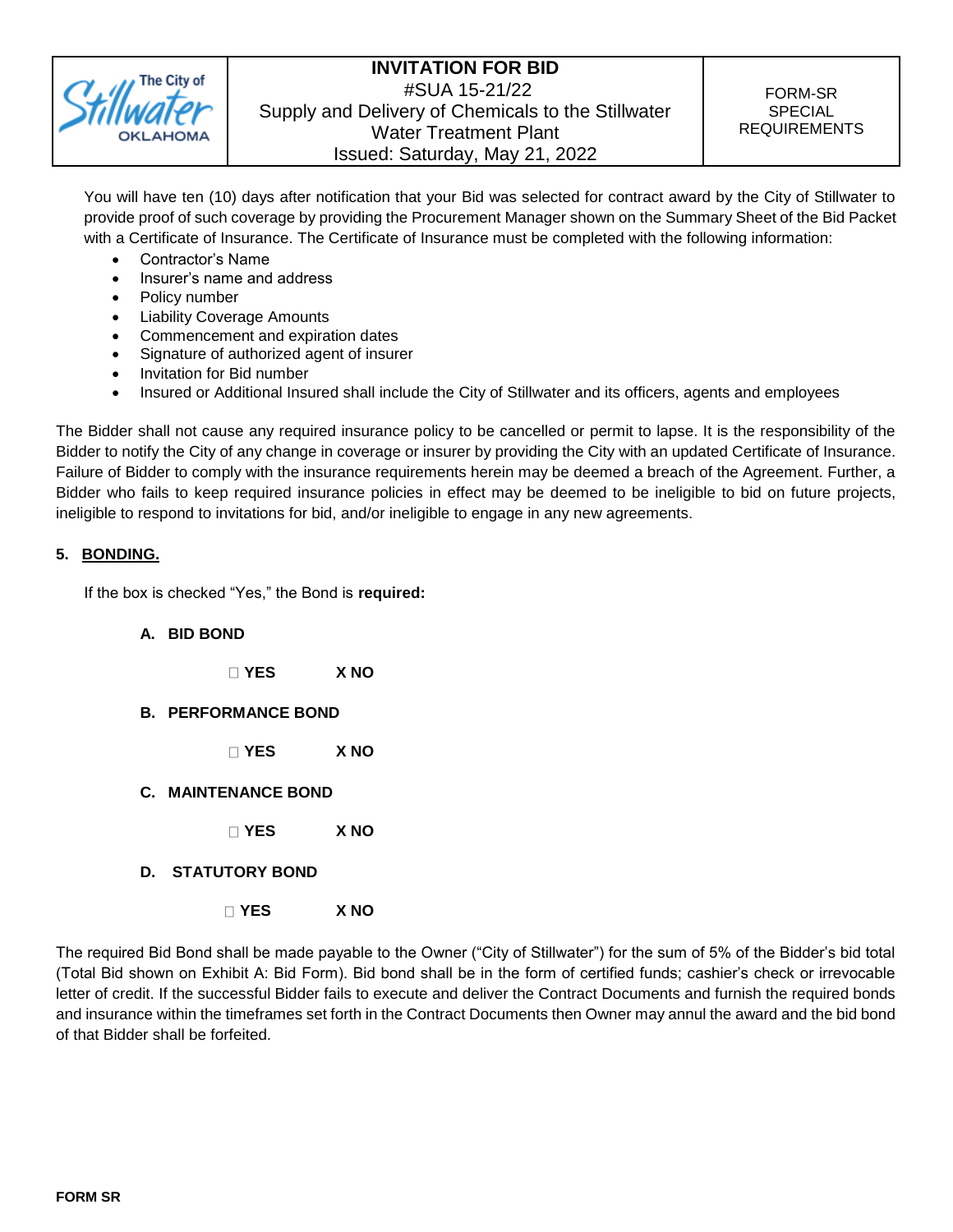You will have ten (10) days after notification that your Bid was selected for contract award by the City of Stillwater to provide proof of such coverage by providing the Procurement Manager shown on the Summary Sheet of the Bid Packet with a Certificate of Insurance. The Certificate of Insurance must be completed with the following information:

- Contractor's Name
- Insurer's name and address
- Policy number
- Liability Coverage Amounts
- Commencement and expiration dates
- Signature of authorized agent of insurer
- Invitation for Bid number
- Insured or Additional Insured shall include the City of Stillwater and its officers, agents and employees

The Bidder shall not cause any required insurance policy to be cancelled or permit to lapse. It is the responsibility of the Bidder to notify the City of any change in coverage or insurer by providing the City with an updated Certificate of Insurance. Failure of Bidder to comply with the insurance requirements herein may be deemed a breach of the Agreement. Further, a Bidder who fails to keep required insurance policies in effect may be deemed to be ineligible to bid on future projects, ineligible to respond to invitations for bid, and/or ineligible to engage in any new agreements.

**5. BONDING.**

If the box is checked "Yes," the Bond is **required:**

**A. BID BOND**

☐ **YES** **X NO**

**B. PERFORMANCE BOND**

☐ **YES** **X NO**

**C. MAINTENANCE BOND**

☐ **YES** **X NO**

**D. STATUTORY BOND**

☐ **YES** **X NO**

The required Bid Bond shall be made payable to the Owner ("City of Stillwater") for the sum of 5% of the Bidder's bid total (Total Bid shown on Exhibit A: Bid Form). Bid bond shall be in the form of certified funds; cashier's check or irrevocable letter of credit. If the successful Bidder fails to execute and deliver the Contract Documents and furnish the required bonds and insurance within the timeframes set forth in the Contract Documents then Owner may annul the award and the bid bond of that Bidder shall be forfeited.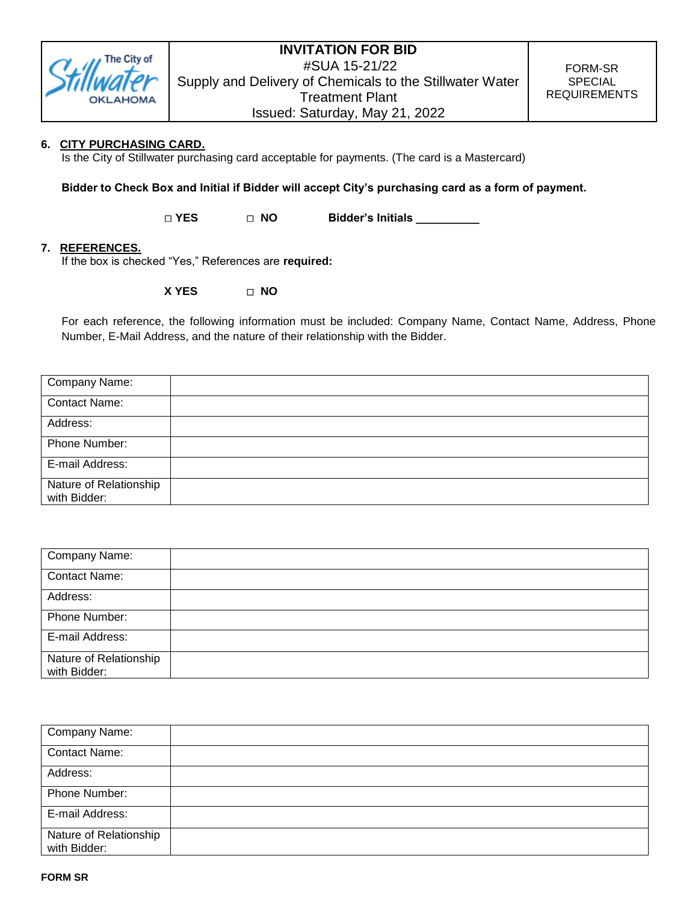| The City of Stillwater OKLAHOMA | **INVITATION FOR BID** #SUA 15-21/22 Supply and Delivery of Chemicals to the Stillwater Water Treatment Plant Issued: Saturday, May 21, 2022 | FORM-SR SPECIAL REQUIREMENTS |
|---|---|---|

**6. CITY PURCHASING CARD.**

Is the City of Stillwater purchasing card acceptable for payments. (The card is a Mastercard)

**Bidder to Check Box and Initial if Bidder will accept City's purchasing card as a form of payment.**

**□ YES  □ NO  Bidder's Initials __________**

**7. REFERENCES.**

If the box is checked "Yes," References are **required:**

**X YES  □ NO**

For each reference, the following information must be included: Company Name, Contact Name, Address, Phone Number, E-Mail Address, and the nature of their relationship with the Bidder.

| Company Name: | |
|---|---|
| Contact Name: | |
| Address: | |
| Phone Number: | |
| E-mail Address: | |
| Nature of Relationship with Bidder: | |

| Company Name: | |
|---|---|
| Contact Name: | |
| Address: | |
| Phone Number: | |
| E-mail Address: | |
| Nature of Relationship with Bidder: | |

| Company Name: | |
|---|---|
| Contact Name: | |
| Address: | |
| Phone Number: | |
| E-mail Address: | |
| Nature of Relationship with Bidder: | |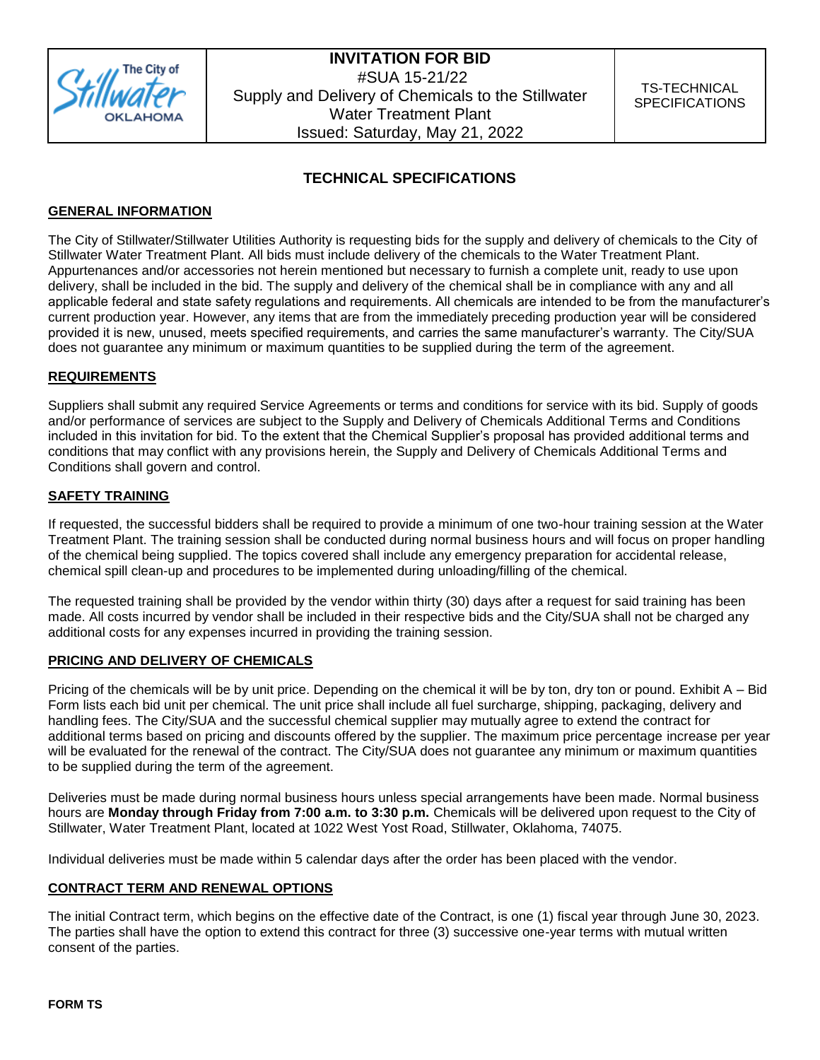| | INVITATION FOR BID<br>#SUA 15-21/22<br>Supply and Delivery of Chemicals to the Stillwater Water Treatment Plant<br>Issued: Saturday, May 21, 2022 | TS-TECHNICAL SPECIFICATIONS |
|---|---|---|

# TECHNICAL SPECIFICATIONS

## GENERAL INFORMATION

The City of Stillwater/Stillwater Utilities Authority is requesting bids for the supply and delivery of chemicals to the City of Stillwater Water Treatment Plant. All bids must include delivery of the chemicals to the Water Treatment Plant. Appurtenances and/or accessories not herein mentioned but necessary to furnish a complete unit, ready to use upon delivery, shall be included in the bid. The supply and delivery of the chemical shall be in compliance with any and all applicable federal and state safety regulations and requirements. All chemicals are intended to be from the manufacturer's current production year. However, any items that are from the immediately preceding production year will be considered provided it is new, unused, meets specified requirements, and carries the same manufacturer's warranty. The City/SUA does not guarantee any minimum or maximum quantities to be supplied during the term of the agreement.

## REQUIREMENTS

Suppliers shall submit any required Service Agreements or terms and conditions for service with its bid. Supply of goods and/or performance of services are subject to the Supply and Delivery of Chemicals Additional Terms and Conditions included in this invitation for bid. To the extent that the Chemical Supplier's proposal has provided additional terms and conditions that may conflict with any provisions herein, the Supply and Delivery of Chemicals Additional Terms and Conditions shall govern and control.

## SAFETY TRAINING

If requested, the successful bidders shall be required to provide a minimum of one two-hour training session at the Water Treatment Plant. The training session shall be conducted during normal business hours and will focus on proper handling of the chemical being supplied. The topics covered shall include any emergency preparation for accidental release, chemical spill clean-up and procedures to be implemented during unloading/filling of the chemical.

The requested training shall be provided by the vendor within thirty (30) days after a request for said training has been made. All costs incurred by vendor shall be included in their respective bids and the City/SUA shall not be charged any additional costs for any expenses incurred in providing the training session.

## PRICING AND DELIVERY OF CHEMICALS

Pricing of the chemicals will be by unit price. Depending on the chemical it will be by ton, dry ton or pound. Exhibit A – Bid Form lists each bid unit per chemical. The unit price shall include all fuel surcharge, shipping, packaging, delivery and handling fees. The City/SUA and the successful chemical supplier may mutually agree to extend the contract for additional terms based on pricing and discounts offered by the supplier. The maximum price percentage increase per year will be evaluated for the renewal of the contract. The City/SUA does not guarantee any minimum or maximum quantities to be supplied during the term of the agreement.

Deliveries must be made during normal business hours unless special arrangements have been made. Normal business hours are **Monday through Friday from 7:00 a.m. to 3:30 p.m.** Chemicals will be delivered upon request to the City of Stillwater, Water Treatment Plant, located at 1022 West Yost Road, Stillwater, Oklahoma, 74075.

Individual deliveries must be made within 5 calendar days after the order has been placed with the vendor.

## CONTRACT TERM AND RENEWAL OPTIONS

The initial Contract term, which begins on the effective date of the Contract, is one (1) fiscal year through June 30, 2023. The parties shall have the option to extend this contract for three (3) successive one-year terms with mutual written consent of the parties.

**FORM TS**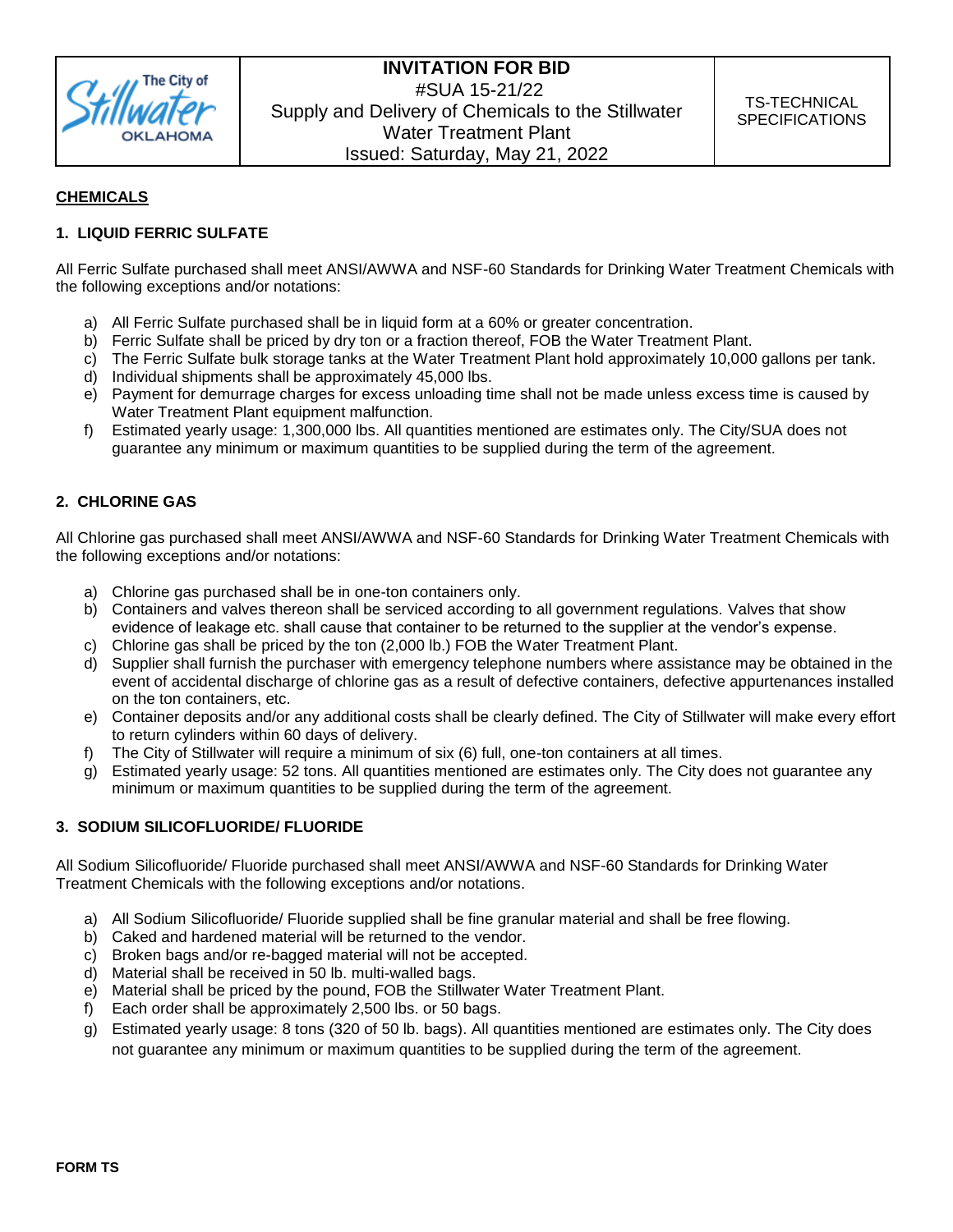| The City of Stillwater OKLAHOMA | **INVITATION FOR BID** #SUA 15-21/22 Supply and Delivery of Chemicals to the Stillwater Water Treatment Plant Issued: Saturday, May 21, 2022 | TS-TECHNICAL SPECIFICATIONS |
|---|---|---|

**CHEMICALS**

**1. LIQUID FERRIC SULFATE**

All Ferric Sulfate purchased shall meet ANSI/AWWA and NSF-60 Standards for Drinking Water Treatment Chemicals with the following exceptions and/or notations:

a) All Ferric Sulfate purchased shall be in liquid form at a 60% or greater concentration.
b) Ferric Sulfate shall be priced by dry ton or a fraction thereof, FOB the Water Treatment Plant.
c) The Ferric Sulfate bulk storage tanks at the Water Treatment Plant hold approximately 10,000 gallons per tank.
d) Individual shipments shall be approximately 45,000 lbs.
e) Payment for demurrage charges for excess unloading time shall not be made unless excess time is caused by Water Treatment Plant equipment malfunction.
f) Estimated yearly usage: 1,300,000 lbs. All quantities mentioned are estimates only. The City/SUA does not guarantee any minimum or maximum quantities to be supplied during the term of the agreement.

**2. CHLORINE GAS**

All Chlorine gas purchased shall meet ANSI/AWWA and NSF-60 Standards for Drinking Water Treatment Chemicals with the following exceptions and/or notations:

a) Chlorine gas purchased shall be in one-ton containers only.
b) Containers and valves thereon shall be serviced according to all government regulations. Valves that show evidence of leakage etc. shall cause that container to be returned to the supplier at the vendor's expense.
c) Chlorine gas shall be priced by the ton (2,000 lb.) FOB the Water Treatment Plant.
d) Supplier shall furnish the purchaser with emergency telephone numbers where assistance may be obtained in the event of accidental discharge of chlorine gas as a result of defective containers, defective appurtenances installed on the ton containers, etc.
e) Container deposits and/or any additional costs shall be clearly defined. The City of Stillwater will make every effort to return cylinders within 60 days of delivery.
f) The City of Stillwater will require a minimum of six (6) full, one-ton containers at all times.
g) Estimated yearly usage: 52 tons. All quantities mentioned are estimates only. The City does not guarantee any minimum or maximum quantities to be supplied during the term of the agreement.

**3. SODIUM SILICOFLUORIDE/ FLUORIDE**

All Sodium Silicofluoride/ Fluoride purchased shall meet ANSI/AWWA and NSF-60 Standards for Drinking Water Treatment Chemicals with the following exceptions and/or notations.

a) All Sodium Silicofluoride/ Fluoride supplied shall be fine granular material and shall be free flowing.
b) Caked and hardened material will be returned to the vendor.
c) Broken bags and/or re-bagged material will not be accepted.
d) Material shall be received in 50 lb. multi-walled bags.
e) Material shall be priced by the pound, FOB the Stillwater Water Treatment Plant.
f) Each order shall be approximately 2,500 lbs. or 50 bags.
g) Estimated yearly usage: 8 tons (320 of 50 lb. bags). All quantities mentioned are estimates only. The City does not guarantee any minimum or maximum quantities to be supplied during the term of the agreement.

**FORM TS**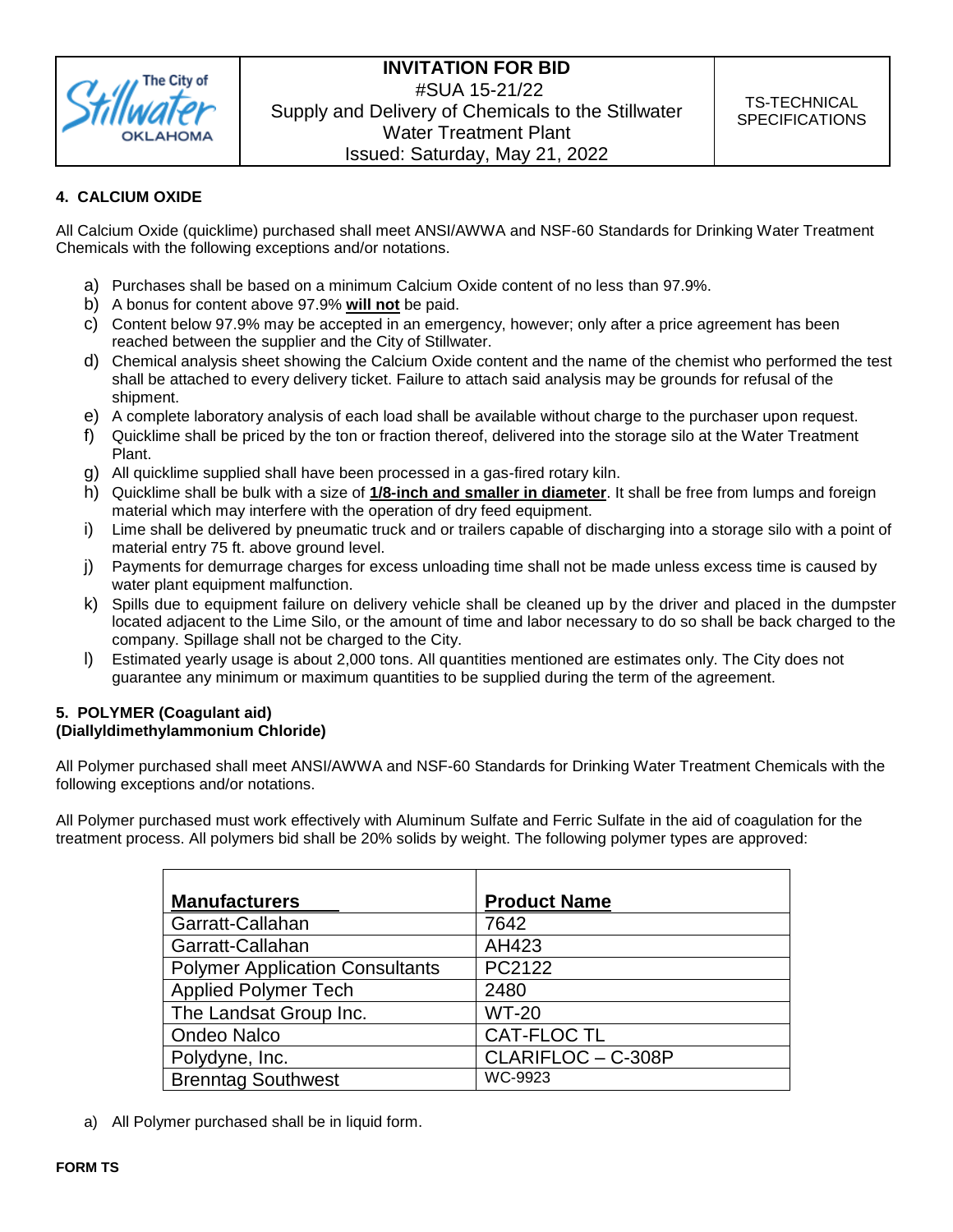## 4. CALCIUM OXIDE

All Calcium Oxide (quicklime) purchased shall meet ANSI/AWWA and NSF-60 Standards for Drinking Water Treatment Chemicals with the following exceptions and/or notations.

a) Purchases shall be based on a minimum Calcium Oxide content of no less than 97.9%.
b) A bonus for content above 97.9% **will not** be paid.
c) Content below 97.9% may be accepted in an emergency, however; only after a price agreement has been reached between the supplier and the City of Stillwater.
d) Chemical analysis sheet showing the Calcium Oxide content and the name of the chemist who performed the test shall be attached to every delivery ticket. Failure to attach said analysis may be grounds for refusal of the shipment.
e) A complete laboratory analysis of each load shall be available without charge to the purchaser upon request.
f) Quicklime shall be priced by the ton or fraction thereof, delivered into the storage silo at the Water Treatment Plant.
g) All quicklime supplied shall have been processed in a gas-fired rotary kiln.
h) Quicklime shall be bulk with a size of **1/8-inch and smaller in diameter**. It shall be free from lumps and foreign material which may interfere with the operation of dry feed equipment.
i) Lime shall be delivered by pneumatic truck and or trailers capable of discharging into a storage silo with a point of material entry 75 ft. above ground level.
j) Payments for demurrage charges for excess unloading time shall not be made unless excess time is caused by water plant equipment malfunction.
k) Spills due to equipment failure on delivery vehicle shall be cleaned up by the driver and placed in the dumpster located adjacent to the Lime Silo, or the amount of time and labor necessary to do so shall be back charged to the company. Spillage shall not be charged to the City.
l) Estimated yearly usage is about 2,000 tons. All quantities mentioned are estimates only. The City does not guarantee any minimum or maximum quantities to be supplied during the term of the agreement.

## 5. POLYMER (Coagulant aid) (Diallyldimethylammonium Chloride)

All Polymer purchased shall meet ANSI/AWWA and NSF-60 Standards for Drinking Water Treatment Chemicals with the following exceptions and/or notations.

All Polymer purchased must work effectively with Aluminum Sulfate and Ferric Sulfate in the aid of coagulation for the treatment process. All polymers bid shall be 20% solids by weight. The following polymer types are approved:

| Manufacturers | Product Name |
|---|---|
| Garratt-Callahan | 7642 |
| Garratt-Callahan | AH423 |
| Polymer Application Consultants | PC2122 |
| Applied Polymer Tech | 2480 |
| The Landsat Group Inc. | WT-20 |
| Ondeo Nalco | CAT-FLOC TL |
| Polydyne, Inc. | CLARIFLOC – C-308P |
| Brenntag Southwest | WC-9923 |

a) All Polymer purchased shall be in liquid form.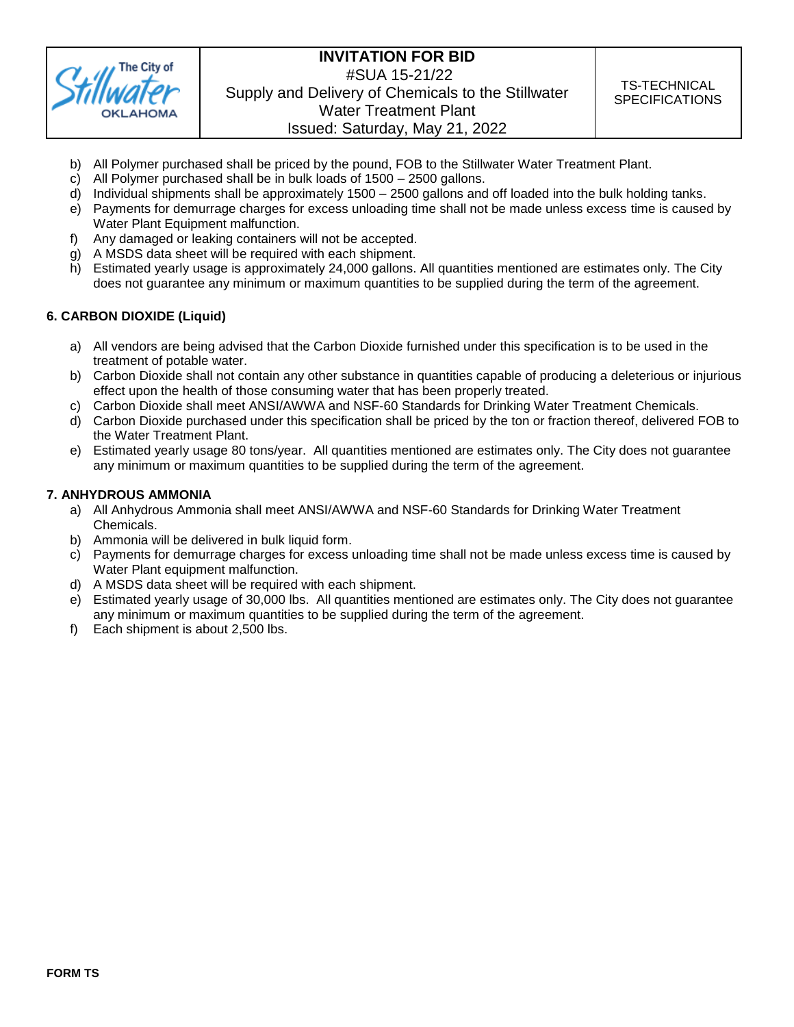b) All Polymer purchased shall be priced by the pound, FOB to the Stillwater Water Treatment Plant.
c) All Polymer purchased shall be in bulk loads of 1500 – 2500 gallons.
d) Individual shipments shall be approximately 1500 – 2500 gallons and off loaded into the bulk holding tanks.
e) Payments for demurrage charges for excess unloading time shall not be made unless excess time is caused by Water Plant Equipment malfunction.
f) Any damaged or leaking containers will not be accepted.
g) A MSDS data sheet will be required with each shipment.
h) Estimated yearly usage is approximately 24,000 gallons. All quantities mentioned are estimates only. The City does not guarantee any minimum or maximum quantities to be supplied during the term of the agreement.

**6. CARBON DIOXIDE (Liquid)**

a) All vendors are being advised that the Carbon Dioxide furnished under this specification is to be used in the treatment of potable water.
b) Carbon Dioxide shall not contain any other substance in quantities capable of producing a deleterious or injurious effect upon the health of those consuming water that has been properly treated.
c) Carbon Dioxide shall meet ANSI/AWWA and NSF-60 Standards for Drinking Water Treatment Chemicals.
d) Carbon Dioxide purchased under this specification shall be priced by the ton or fraction thereof, delivered FOB to the Water Treatment Plant.
e) Estimated yearly usage 80 tons/year. All quantities mentioned are estimates only. The City does not guarantee any minimum or maximum quantities to be supplied during the term of the agreement.

**7. ANHYDROUS AMMONIA**

a) All Anhydrous Ammonia shall meet ANSI/AWWA and NSF-60 Standards for Drinking Water Treatment Chemicals.
b) Ammonia will be delivered in bulk liquid form.
c) Payments for demurrage charges for excess unloading time shall not be made unless excess time is caused by Water Plant equipment malfunction.
d) A MSDS data sheet will be required with each shipment.
e) Estimated yearly usage of 30,000 lbs. All quantities mentioned are estimates only. The City does not guarantee any minimum or maximum quantities to be supplied during the term of the agreement.
f) Each shipment is about 2,500 lbs.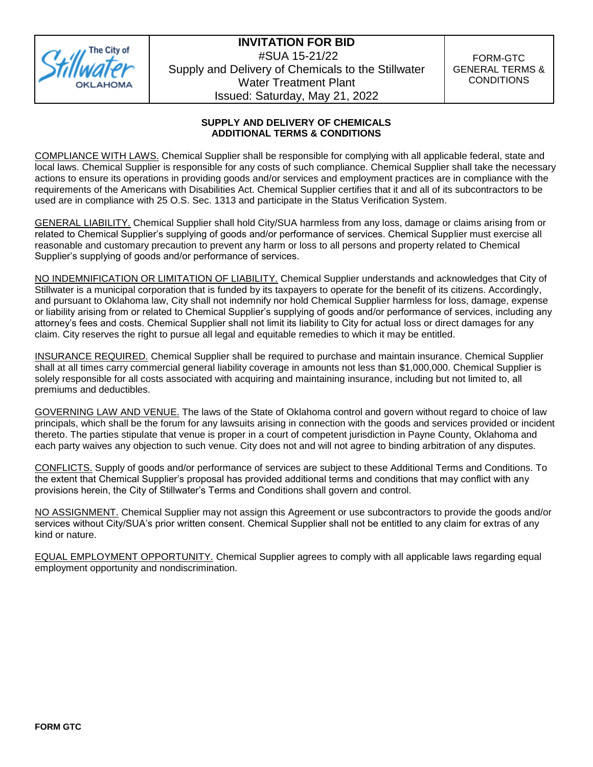| | INVITATION FOR BID<br>#SUA 15-21/22<br>Supply and Delivery of Chemicals to the Stillwater Water Treatment Plant<br>Issued: Saturday, May 21, 2022 | FORM-GTC<br>GENERAL TERMS & CONDITIONS |
|---|---|---|

## SUPPLY AND DELIVERY OF CHEMICALS
## ADDITIONAL TERMS & CONDITIONS

COMPLIANCE WITH LAWS. Chemical Supplier shall be responsible for complying with all applicable federal, state and local laws. Chemical Supplier is responsible for any costs of such compliance. Chemical Supplier shall take the necessary actions to ensure its operations in providing goods and/or services and employment practices are in compliance with the requirements of the Americans with Disabilities Act. Chemical Supplier certifies that it and all of its subcontractors to be used are in compliance with 25 O.S. Sec. 1313 and participate in the Status Verification System.

GENERAL LIABILITY. Chemical Supplier shall hold City/SUA harmless from any loss, damage or claims arising from or related to Chemical Supplier's supplying of goods and/or performance of services. Chemical Supplier must exercise all reasonable and customary precaution to prevent any harm or loss to all persons and property related to Chemical Supplier's supplying of goods and/or performance of services.

NO INDEMNIFICATION OR LIMITATION OF LIABILITY. Chemical Supplier understands and acknowledges that City of Stillwater is a municipal corporation that is funded by its taxpayers to operate for the benefit of its citizens. Accordingly, and pursuant to Oklahoma law, City shall not indemnify nor hold Chemical Supplier harmless for loss, damage, expense or liability arising from or related to Chemical Supplier's supplying of goods and/or performance of services, including any attorney's fees and costs. Chemical Supplier shall not limit its liability to City for actual loss or direct damages for any claim. City reserves the right to pursue all legal and equitable remedies to which it may be entitled.

INSURANCE REQUIRED. Chemical Supplier shall be required to purchase and maintain insurance. Chemical Supplier shall at all times carry commercial general liability coverage in amounts not less than $1,000,000. Chemical Supplier is solely responsible for all costs associated with acquiring and maintaining insurance, including but not limited to, all premiums and deductibles.

GOVERNING LAW AND VENUE. The laws of the State of Oklahoma control and govern without regard to choice of law principals, which shall be the forum for any lawsuits arising in connection with the goods and services provided or incident thereto. The parties stipulate that venue is proper in a court of competent jurisdiction in Payne County, Oklahoma and each party waives any objection to such venue. City does not and will not agree to binding arbitration of any disputes.

CONFLICTS. Supply of goods and/or performance of services are subject to these Additional Terms and Conditions. To the extent that Chemical Supplier's proposal has provided additional terms and conditions that may conflict with any provisions herein, the City of Stillwater's Terms and Conditions shall govern and control.

NO ASSIGNMENT. Chemical Supplier may not assign this Agreement or use subcontractors to provide the goods and/or services without City/SUA's prior written consent. Chemical Supplier shall not be entitled to any claim for extras of any kind or nature.

EQUAL EMPLOYMENT OPPORTUNITY. Chemical Supplier agrees to comply with all applicable laws regarding equal employment opportunity and nondiscrimination.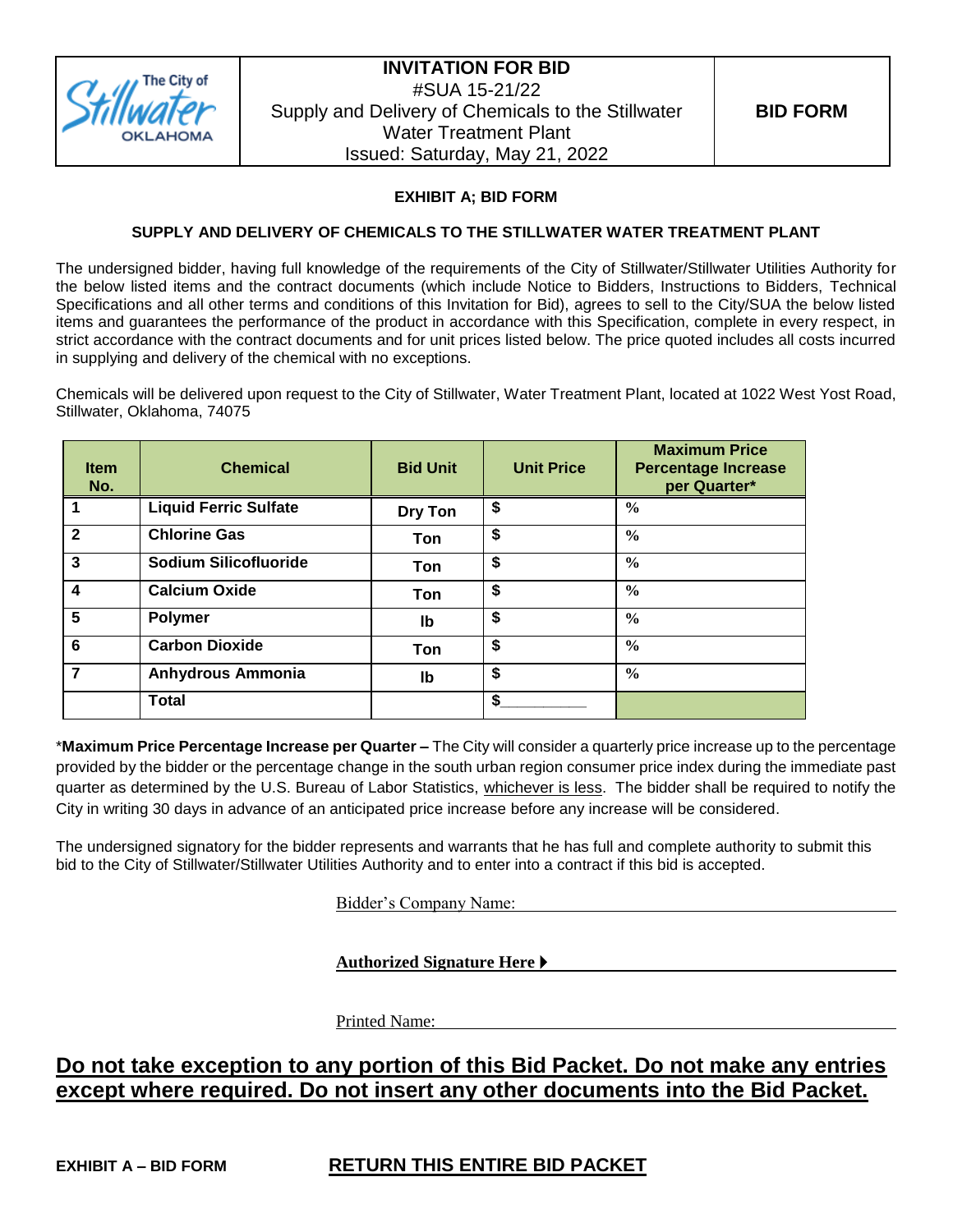| | | |
|---|---|---|
| The City of Stillwater OKLAHOMA | **INVITATION FOR BID**<br>#SUA 15-21/22<br>Supply and Delivery of Chemicals to the Stillwater Water Treatment Plant<br>Issued: Saturday, May 21, 2022 | **BID FORM** |

**EXHIBIT A; BID FORM**

**SUPPLY AND DELIVERY OF CHEMICALS TO THE STILLWATER WATER TREATMENT PLANT**

The undersigned bidder, having full knowledge of the requirements of the City of Stillwater/Stillwater Utilities Authority for the below listed items and the contract documents (which include Notice to Bidders, Instructions to Bidders, Technical Specifications and all other terms and conditions of this Invitation for Bid), agrees to sell to the City/SUA the below listed items and guarantees the performance of the product in accordance with this Specification, complete in every respect, in strict accordance with the contract documents and for unit prices listed below. The price quoted includes all costs incurred in supplying and delivery of the chemical with no exceptions.

Chemicals will be delivered upon request to the City of Stillwater, Water Treatment Plant, located at 1022 West Yost Road, Stillwater, Oklahoma, 74075

| Item No. | Chemical | Bid Unit | Unit Price | Maximum Price Percentage Increase per Quarter* |
|---|---|---|---|---|
| 1 | **Liquid Ferric Sulfate** | **Dry Ton** | $ | % |
| 2 | **Chlorine Gas** | **Ton** | $ | % |
| 3 | **Sodium Silicofluoride** | **Ton** | $ | % |
| 4 | **Calcium Oxide** | **Ton** | $ | % |
| 5 | **Polymer** | **lb** | $ | % |
| 6 | **Carbon Dioxide** | **Ton** | $ | % |
| 7 | **Anhydrous Ammonia** | **lb** | $ | % |
| | **Total** | | $__________ | |

***Maximum Price Percentage Increase per Quarter –** The City will consider a quarterly price increase up to the percentage provided by the bidder or the percentage change in the south urban region consumer price index during the immediate past quarter as determined by the U.S. Bureau of Labor Statistics, whichever is less. The bidder shall be required to notify the City in writing 30 days in advance of an anticipated price increase before any increase will be considered.

The undersigned signatory for the bidder represents and warrants that he has full and complete authority to submit this bid to the City of Stillwater/Stillwater Utilities Authority and to enter into a contract if this bid is accepted.

Bidder's Company Name: ______________________________

**Authorized Signature Here ▶** ______________________________

Printed Name: ______________________________

## Do not take exception to any portion of this Bid Packet. Do not make any entries except where required. Do not insert any other documents into the Bid Packet.

**EXHIBIT A – BID FORM** **RETURN THIS ENTIRE BID PACKET**